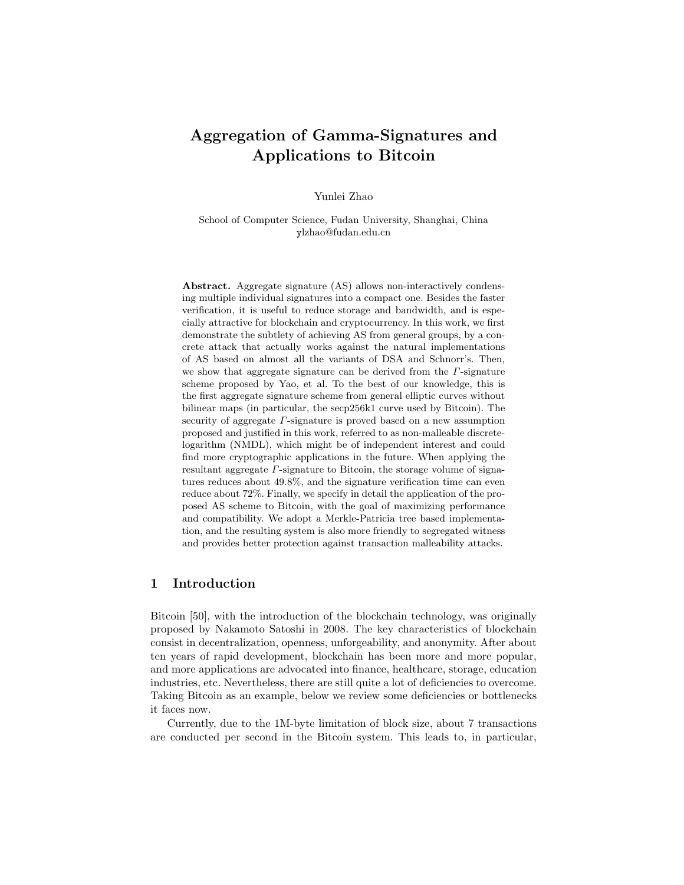# Aggregation of Gamma-Signatures and Applications to Bitcoin

Yunlei Zhao

School of Computer Science, Fudan University, Shanghai, China
ylzhao@fudan.edu.cn

**Abstract.** Aggregate signature (AS) allows non-interactively condensing multiple individual signatures into a compact one. Besides the faster verification, it is useful to reduce storage and bandwidth, and is especially attractive for blockchain and cryptocurrency. In this work, we first demonstrate the subtlety of achieving AS from general groups, by a concrete attack that actually works against the natural implementations of AS based on almost all the variants of DSA and Schnorr's. Then, we show that aggregate signature can be derived from the $\Gamma$-signature scheme proposed by Yao, et al. To the best of our knowledge, this is the first aggregate signature scheme from general elliptic curves without bilinear maps (in particular, the secp256k1 curve used by Bitcoin). The security of aggregate $\Gamma$-signature is proved based on a new assumption proposed and justified in this work, referred to as non-malleable discrete-logarithm (NMDL), which might be of independent interest and could find more cryptographic applications in the future. When applying the resultant aggregate $\Gamma$-signature to Bitcoin, the storage volume of signatures reduces about 49.8%, and the signature verification time can even reduce about 72%. Finally, we specify in detail the application of the proposed AS scheme to Bitcoin, with the goal of maximizing performance and compatibility. We adopt a Merkle-Patricia tree based implementation, and the resulting system is also more friendly to segregated witness and provides better protection against transaction malleability attacks.

## 1 Introduction

Bitcoin [50], with the introduction of the blockchain technology, was originally proposed by Nakamoto Satoshi in 2008. The key characteristics of blockchain consist in decentralization, openness, unforgeability, and anonymity. After about ten years of rapid development, blockchain has been more and more popular, and more applications are advocated into finance, healthcare, storage, education industries, etc. Nevertheless, there are still quite a lot of deficiencies to overcome. Taking Bitcoin as an example, below we review some deficiencies or bottlenecks it faces now.

Currently, due to the 1M-byte limitation of block size, about 7 transactions are conducted per second in the Bitcoin system. This leads to, in particular,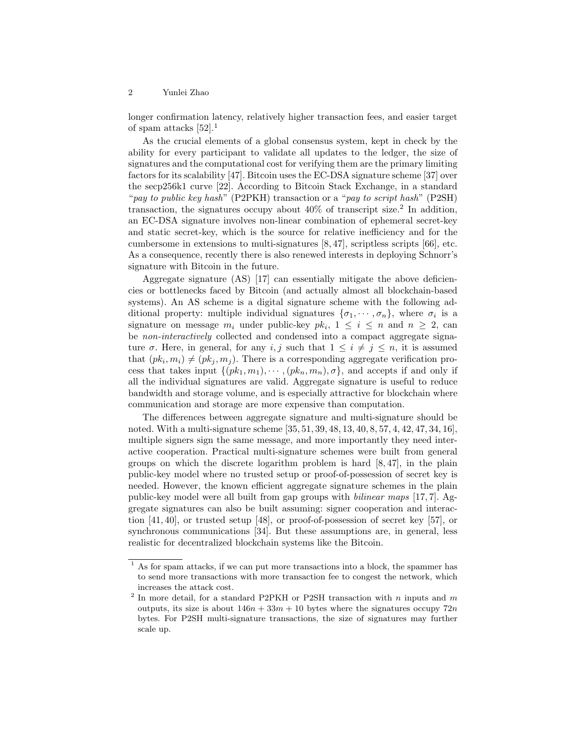longer confirmation latency, relatively higher transaction fees, and easier target of spam attacks [52].[1]

As the crucial elements of a global consensus system, kept in check by the ability for every participant to validate all updates to the ledger, the size of signatures and the computational cost for verifying them are the primary limiting factors for its scalability [47]. Bitcoin uses the EC-DSA signature scheme [37] over the secp256k1 curve [22]. According to Bitcoin Stack Exchange, in a standard "*pay to public key hash*" (P2PKH) transaction or a "*pay to script hash*" (P2SH) transaction, the signatures occupy about 40% of transcript size.[2] In addition, an EC-DSA signature involves non-linear combination of ephemeral secret-key and static secret-key, which is the source for relative inefficiency and for the cumbersome in extensions to multi-signatures [8, 47], scriptless scripts [66], etc. As a consequence, recently there is also renewed interests in deploying Schnorr's signature with Bitcoin in the future.

Aggregate signature (AS) [17] can essentially mitigate the above deficiencies or bottlenecks faced by Bitcoin (and actually almost all blockchain-based systems). An AS scheme is a digital signature scheme with the following additional property: multiple individual signatures $\{\sigma_1, \cdots, \sigma_n\}$, where $\sigma_i$ is a signature on message $m_i$ under public-key $pk_i$, $1 \leq i \leq n$ and $n \geq 2$, can be *non-interactively* collected and condensed into a compact aggregate signature $\sigma$. Here, in general, for any $i, j$ such that $1 \leq i \neq j \leq n$, it is assumed that $(pk_i, m_i) \neq (pk_j, m_j)$. There is a corresponding aggregate verification process that takes input $\{(pk_1, m_1), \cdots, (pk_n, m_n), \sigma\}$, and accepts if and only if all the individual signatures are valid. Aggregate signature is useful to reduce bandwidth and storage volume, and is especially attractive for blockchain where communication and storage are more expensive than computation.

The differences between aggregate signature and multi-signature should be noted. With a multi-signature scheme [35, 51, 39, 48, 13, 40, 8, 57, 4, 42, 47, 34, 16], multiple signers sign the same message, and more importantly they need interactive cooperation. Practical multi-signature schemes were built from general groups on which the discrete logarithm problem is hard [8, 47], in the plain public-key model where no trusted setup or proof-of-possession of secret key is needed. However, the known efficient aggregate signature schemes in the plain public-key model were all built from gap groups with *bilinear maps* [17, 7]. Aggregate signatures can also be built assuming: signer cooperation and interaction [41, 40], or trusted setup [48], or proof-of-possession of secret key [57], or synchronous communications [34]. But these assumptions are, in general, less realistic for decentralized blockchain systems like the Bitcoin.

---

[1] As for spam attacks, if we can put more transactions into a block, the spammer has to send more transactions with more transaction fee to congest the network, which increases the attack cost.

[2] In more detail, for a standard P2PKH or P2SH transaction with $n$ inputs and $m$ outputs, its size is about $146n + 33m + 10$ bytes where the signatures occupy $72n$ bytes. For P2SH multi-signature transactions, the size of signatures may further scale up.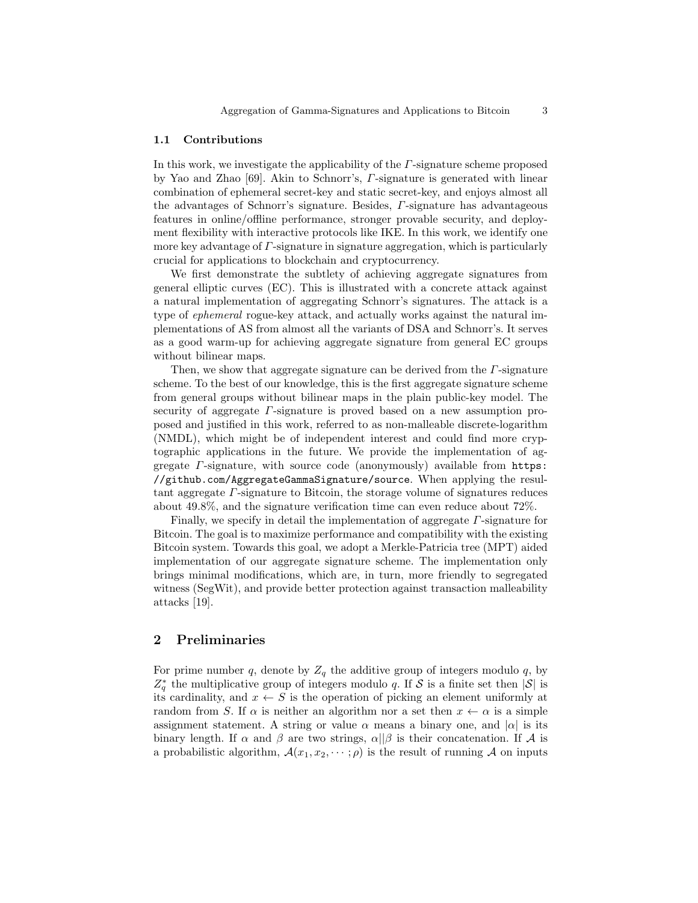### 1.1 Contributions

In this work, we investigate the applicability of the $\Gamma$-signature scheme proposed by Yao and Zhao [69]. Akin to Schnorr's, $\Gamma$-signature is generated with linear combination of ephemeral secret-key and static secret-key, and enjoys almost all the advantages of Schnorr's signature. Besides, $\Gamma$-signature has advantageous features in online/offline performance, stronger provable security, and deployment flexibility with interactive protocols like IKE. In this work, we identify one more key advantage of $\Gamma$-signature in signature aggregation, which is particularly crucial for applications to blockchain and cryptocurrency.

We first demonstrate the subtlety of achieving aggregate signatures from general elliptic curves (EC). This is illustrated with a concrete attack against a natural implementation of aggregating Schnorr's signatures. The attack is a type of *ephemeral* rogue-key attack, and actually works against the natural implementations of AS from almost all the variants of DSA and Schnorr's. It serves as a good warm-up for achieving aggregate signature from general EC groups without bilinear maps.

Then, we show that aggregate signature can be derived from the $\Gamma$-signature scheme. To the best of our knowledge, this is the first aggregate signature scheme from general groups without bilinear maps in the plain public-key model. The security of aggregate $\Gamma$-signature is proved based on a new assumption proposed and justified in this work, referred to as non-malleable discrete-logarithm (NMDL), which might be of independent interest and could find more cryptographic applications in the future. We provide the implementation of aggregate $\Gamma$-signature, with source code (anonymously) available from `https://github.com/AggregateGammaSignature/source`. When applying the resultant aggregate $\Gamma$-signature to Bitcoin, the storage volume of signatures reduces about 49.8%, and the signature verification time can even reduce about 72%.

Finally, we specify in detail the implementation of aggregate $\Gamma$-signature for Bitcoin. The goal is to maximize performance and compatibility with the existing Bitcoin system. Towards this goal, we adopt a Merkle-Patricia tree (MPT) aided implementation of our aggregate signature scheme. The implementation only brings minimal modifications, which are, in turn, more friendly to segregated witness (SegWit), and provide better protection against transaction malleability attacks [19].

## 2 Preliminaries

For prime number $q$, denote by $Z_q$ the additive group of integers modulo $q$, by $Z_q^*$ the multiplicative group of integers modulo $q$. If $\mathcal{S}$ is a finite set then $|\mathcal{S}|$ is its cardinality, and $x \leftarrow S$ is the operation of picking an element uniformly at random from $S$. If $\alpha$ is neither an algorithm nor a set then $x \leftarrow \alpha$ is a simple assignment statement. A string or value $\alpha$ means a binary one, and $|\alpha|$ is its binary length. If $\alpha$ and $\beta$ are two strings, $\alpha||\beta$ is their concatenation. If $\mathcal{A}$ is a probabilistic algorithm, $\mathcal{A}(x_1, x_2, \cdots; \rho)$ is the result of running $\mathcal{A}$ on inputs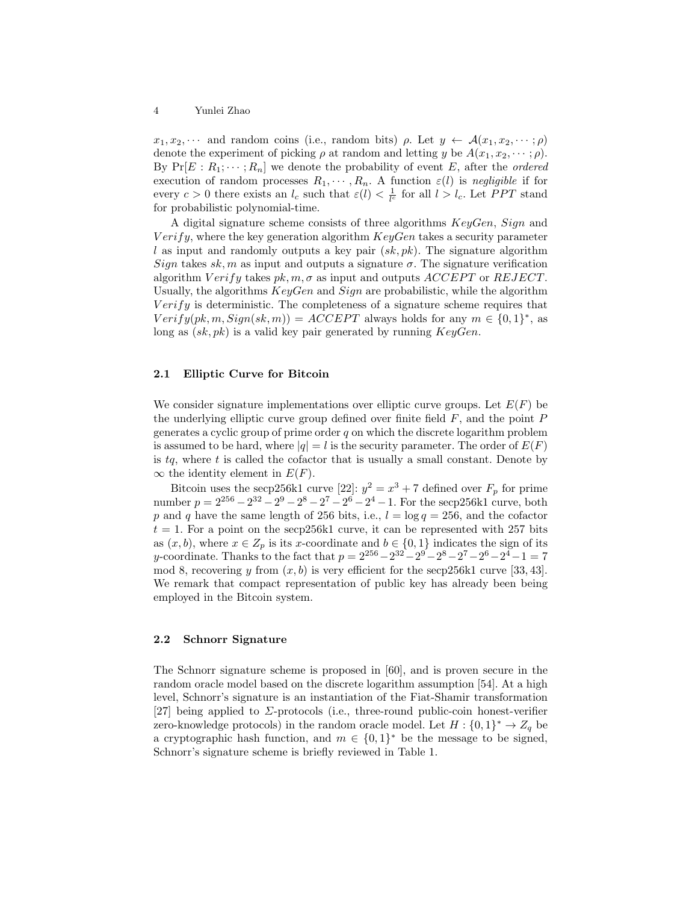$x_1, x_2, \cdots$ and random coins (i.e., random bits) $\rho$. Let $y \leftarrow \mathcal{A}(x_1, x_2, \cdots; \rho)$ denote the experiment of picking $\rho$ at random and letting $y$ be $A(x_1, x_2, \cdots; \rho)$. By $\Pr[E : R_1; \cdots; R_n]$ we denote the probability of event $E$, after the *ordered* execution of random processes $R_1, \cdots, R_n$. A function $\varepsilon(l)$ is *negligible* if for every $c > 0$ there exists an $l_c$ such that $\varepsilon(l) < \frac{1}{l^c}$ for all $l > l_c$. Let $PPT$ stand for probabilistic polynomial-time.

A digital signature scheme consists of three algorithms $KeyGen$, $Sign$ and $Verify$, where the key generation algorithm $KeyGen$ takes a security parameter $l$ as input and randomly outputs a key pair $(sk, pk)$. The signature algorithm $Sign$ takes $sk, m$ as input and outputs a signature $\sigma$. The signature verification algorithm $Verify$ takes $pk, m, \sigma$ as input and outputs $ACCEPT$ or $REJECT$. Usually, the algorithms $KeyGen$ and $Sign$ are probabilistic, while the algorithm $Verify$ is deterministic. The completeness of a signature scheme requires that $Verify(pk, m, Sign(sk, m)) = ACCEPT$ always holds for any $m \in \{0,1\}^*$, as long as $(sk, pk)$ is a valid key pair generated by running $KeyGen$.

### 2.1 Elliptic Curve for Bitcoin

We consider signature implementations over elliptic curve groups. Let $E(F)$ be the underlying elliptic curve group defined over finite field $F$, and the point $P$ generates a cyclic group of prime order $q$ on which the discrete logarithm problem is assumed to be hard, where $|q| = l$ is the security parameter. The order of $E(F)$ is $tq$, where $t$ is called the cofactor that is usually a small constant. Denote by $\infty$ the identity element in $E(F)$.

Bitcoin uses the secp256k1 curve [22]: $y^2 = x^3 + 7$ defined over $F_p$ for prime number $p = 2^{256} - 2^{32} - 2^9 - 2^8 - 2^7 - 2^6 - 2^4 - 1$. For the secp256k1 curve, both $p$ and $q$ have the same length of 256 bits, i.e., $l = \log q = 256$, and the cofactor $t = 1$. For a point on the secp256k1 curve, it can be represented with 257 bits as $(x, b)$, where $x \in Z_p$ is its $x$-coordinate and $b \in \{0,1\}$ indicates the sign of its $y$-coordinate. Thanks to the fact that $p = 2^{256} - 2^{32} - 2^9 - 2^8 - 2^7 - 2^6 - 2^4 - 1 = 7 \mod 8$, recovering $y$ from $(x, b)$ is very efficient for the secp256k1 curve [33, 43]. We remark that compact representation of public key has already been being employed in the Bitcoin system.

### 2.2 Schnorr Signature

The Schnorr signature scheme is proposed in [60], and is proven secure in the random oracle model based on the discrete logarithm assumption [54]. At a high level, Schnorr's signature is an instantiation of the Fiat-Shamir transformation [27] being applied to $\Sigma$-protocols (i.e., three-round public-coin honest-verifier zero-knowledge protocols) in the random oracle model. Let $H : \{0,1\}^* \rightarrow Z_q$ be a cryptographic hash function, and $m \in \{0,1\}^*$ be the message to be signed, Schnorr's signature scheme is briefly reviewed in Table 1.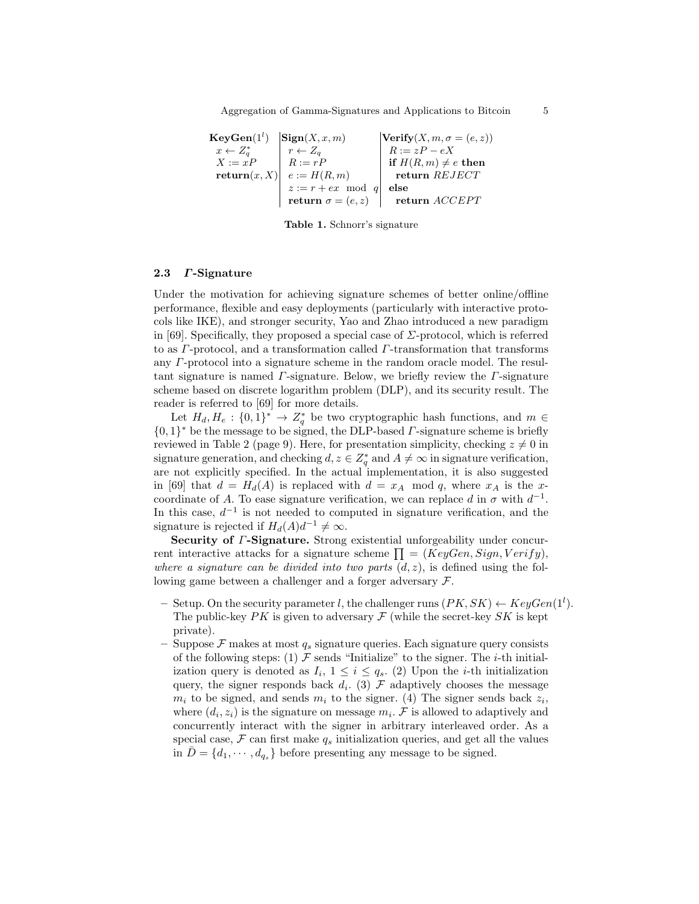| **KeyGen**$(1^l)$ | **Sign**$(X, x, m)$ | **Verify**$(X, m, \sigma = (e, z))$ |
|---|---|---|
| $x \leftarrow Z_q^*$ | $r \leftarrow Z_q$ | $R := zP - eX$ |
| $X := xP$ | $R := rP$ | **if** $H(R, m) \neq e$ **then** |
| **return**$(x, X)$ | $e := H(R, m)$ | **return** $REJECT$ |
| | $z := r + ex \mod q$ | **else** |
| | **return** $\sigma = (e, z)$ | **return** $ACCEPT$ |

**Table 1.** Schnorr's signature

### 2.3 $\Gamma$-Signature

Under the motivation for achieving signature schemes of better online/offline performance, flexible and easy deployments (particularly with interactive protocols like IKE), and stronger security, Yao and Zhao introduced a new paradigm in [69]. Specifically, they proposed a special case of $\Sigma$-protocol, which is referred to as $\Gamma$-protocol, and a transformation called $\Gamma$-transformation that transforms any $\Gamma$-protocol into a signature scheme in the random oracle model. The resultant signature is named $\Gamma$-signature. Below, we briefly review the $\Gamma$-signature scheme based on discrete logarithm problem (DLP), and its security result. The reader is referred to [69] for more details.

Let $H_d, H_e : \{0,1\}^* \rightarrow Z_q^*$ be two cryptographic hash functions, and $m \in \{0,1\}^*$ be the message to be signed, the DLP-based $\Gamma$-signature scheme is briefly reviewed in Table 2 (page 9). Here, for presentation simplicity, checking $z \neq 0$ in signature generation, and checking $d, z \in Z_q^*$ and $A \neq \infty$ in signature verification, are not explicitly specified. In the actual implementation, it is also suggested in [69] that $d = H_d(A)$ is replaced with $d = x_A \mod q$, where $x_A$ is the $x$-coordinate of $A$. To ease signature verification, we can replace $d$ in $\sigma$ with $d^{-1}$. In this case, $d^{-1}$ is not needed to computed in signature verification, and the signature is rejected if $H_d(A)d^{-1} \neq \infty$.

**Security of $\Gamma$-Signature.** Strong existential unforgeability under concurrent interactive attacks for a signature scheme $\prod = (KeyGen, Sign, Verify)$, *where a signature can be divided into two parts* $(d, z)$, is defined using the following game between a challenger and a forger adversary $\mathcal{F}$.

- Setup. On the security parameter $l$, the challenger runs $(PK, SK) \leftarrow KeyGen(1^l)$. The public-key $PK$ is given to adversary $\mathcal{F}$ (while the secret-key $SK$ is kept private).
- Suppose $\mathcal{F}$ makes at most $q_s$ signature queries. Each signature query consists of the following steps: (1) $\mathcal{F}$ sends "Initialize" to the signer. The $i$-th initialization query is denoted as $I_i$, $1 \leq i \leq q_s$. (2) Upon the $i$-th initialization query, the signer responds back $d_i$. (3) $\mathcal{F}$ adaptively chooses the message $m_i$ to be signed, and sends $m_i$ to the signer. (4) The signer sends back $z_i$, where $(d_i, z_i)$ is the signature on message $m_i$. $\mathcal{F}$ is allowed to adaptively and concurrently interact with the signer in arbitrary interleaved order. As a special case, $\mathcal{F}$ can first make $q_s$ initialization queries, and get all the values in $\bar{D} = \{d_1, \cdots, d_{q_s}\}$ before presenting any message to be signed.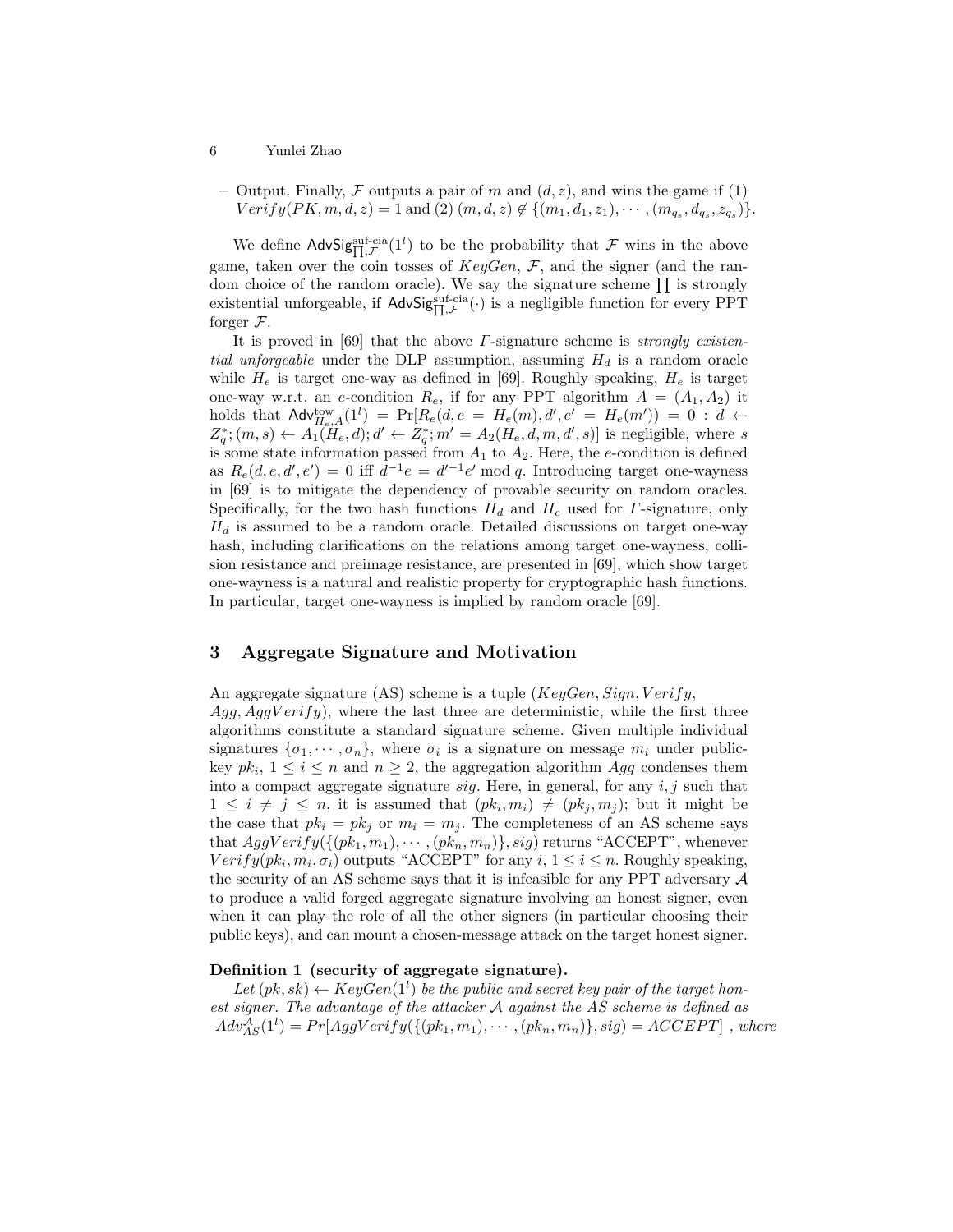– Output. Finally, $\mathcal{F}$ outputs a pair of $m$ and $(d, z)$, and wins the game if (1) $Verify(PK, m, d, z) = 1$ and (2) $(m, d, z) \notin \{(m_1, d_1, z_1), \cdots, (m_{q_s}, d_{q_s}, z_{q_s})\}$.

We define $\mathsf{AdvSig}^{\text{suf-cia}}_{\prod,\mathcal{F}}(1^l)$ to be the probability that $\mathcal{F}$ wins in the above game, taken over the coin tosses of $KeyGen$, $\mathcal{F}$, and the signer (and the random choice of the random oracle). We say the signature scheme $\prod$ is strongly existential unforgeable, if $\mathsf{AdvSig}^{\text{suf-cia}}_{\prod,\mathcal{F}}(\cdot)$ is a negligible function for every PPT forger $\mathcal{F}$.

It is proved in [69] that the above $\Gamma$-signature scheme is *strongly existential unforgeable* under the DLP assumption, assuming $H_d$ is a random oracle while $H_e$ is target one-way as defined in [69]. Roughly speaking, $H_e$ is target one-way w.r.t. an $e$-condition $R_e$, if for any PPT algorithm $A = (A_1, A_2)$ it holds that $\mathsf{Adv}^{\text{tow}}_{H_e,A}(1^l) = \Pr[R_e(d, e = H_e(m), d', e' = H_e(m')) = 0 : d \leftarrow Z_q^*; (m, s) \leftarrow A_1(H_e, d); d' \leftarrow Z_q^*; m' = A_2(H_e, d, m, d', s)]$ is negligible, where $s$ is some state information passed from $A_1$ to $A_2$. Here, the $e$-condition is defined as $R_e(d, e, d', e') = 0$ iff $d^{-1}e = d'^{-1}e' \bmod q$. Introducing target one-wayness in [69] is to mitigate the dependency of provable security on random oracles. Specifically, for the two hash functions $H_d$ and $H_e$ used for $\Gamma$-signature, only $H_d$ is assumed to be a random oracle. Detailed discussions on target one-way hash, including clarifications on the relations among target one-wayness, collision resistance and preimage resistance, are presented in [69], which show target one-wayness is a natural and realistic property for cryptographic hash functions. In particular, target one-wayness is implied by random oracle [69].

## 3 Aggregate Signature and Motivation

An aggregate signature (AS) scheme is a tuple $(KeyGen, Sign, Verify, Agg, AggVerify)$, where the last three are deterministic, while the first three algorithms constitute a standard signature scheme. Given multiple individual signatures $\{\sigma_1, \cdots, \sigma_n\}$, where $\sigma_i$ is a signature on message $m_i$ under public-key $pk_i$, $1 \leq i \leq n$ and $n \geq 2$, the aggregation algorithm $Agg$ condenses them into a compact aggregate signature $sig$. Here, in general, for any $i, j$ such that $1 \leq i \neq j \leq n$, it is assumed that $(pk_i, m_i) \neq (pk_j, m_j)$; but it might be the case that $pk_i = pk_j$ or $m_i = m_j$. The completeness of an AS scheme says that $AggVerify(\{(pk_1, m_1), \cdots, (pk_n, m_n)\}, sig)$ returns "ACCEPT", whenever $Verify(pk_i, m_i, \sigma_i)$ outputs "ACCEPT" for any $i$, $1 \leq i \leq n$. Roughly speaking, the security of an AS scheme says that it is infeasible for any PPT adversary $\mathcal{A}$ to produce a valid forged aggregate signature involving an honest signer, even when it can play the role of all the other signers (in particular choosing their public keys), and can mount a chosen-message attack on the target honest signer.

**Definition 1 (security of aggregate signature).**
*Let $(pk, sk) \leftarrow KeyGen(1^l)$ be the public and secret key pair of the target honest signer. The advantage of the attacker $\mathcal{A}$ against the AS scheme is defined as* $Adv^{\mathcal{A}}_{AS}(1^l) = Pr[AggVerify(\{(pk_1, m_1), \cdots, (pk_n, m_n)\}, sig) = ACCEPT]$ *, where*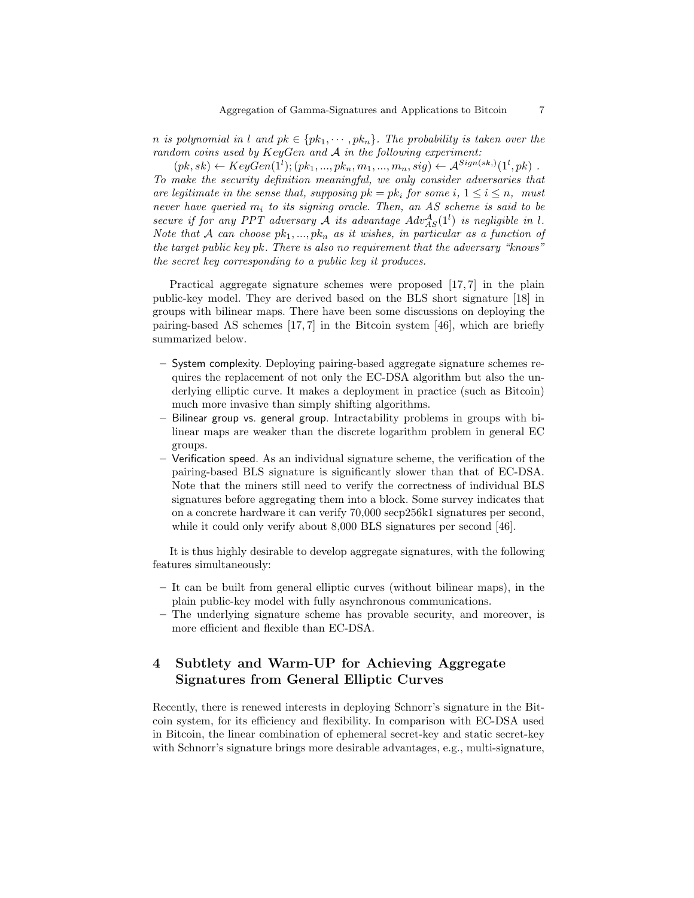*$n$ is polynomial in $l$ and $pk \in \{pk_1, \cdots, pk_n\}$. The probability is taken over the random coins used by KeyGen and $\mathcal{A}$ in the following experiment:*

$(pk, sk) \leftarrow KeyGen(1^l); (pk_1, ..., pk_n, m_1, ..., m_n, sig) \leftarrow \mathcal{A}^{Sign(sk,)}(1^l, pk)$ .

*To make the security definition meaningful, we only consider adversaries that are legitimate in the sense that, supposing $pk = pk_i$ for some $i$, $1 \leq i \leq n$, must never have queried $m_i$ to its signing oracle. Then, an AS scheme is said to be secure if for any PPT adversary $\mathcal{A}$ its advantage $Adv^{\mathcal{A}}_{AS}(1^l)$ is negligible in $l$. Note that $\mathcal{A}$ can choose $pk_1, ..., pk_n$ as it wishes, in particular as a function of the target public key $pk$. There is also no requirement that the adversary "knows" the secret key corresponding to a public key it produces.*

Practical aggregate signature schemes were proposed [17, 7] in the plain public-key model. They are derived based on the BLS short signature [18] in groups with bilinear maps. There have been some discussions on deploying the pairing-based AS schemes [17, 7] in the Bitcoin system [46], which are briefly summarized below.

- System complexity. Deploying pairing-based aggregate signature schemes requires the replacement of not only the EC-DSA algorithm but also the underlying elliptic curve. It makes a deployment in practice (such as Bitcoin) much more invasive than simply shifting algorithms.
- Bilinear group vs. general group. Intractability problems in groups with bilinear maps are weaker than the discrete logarithm problem in general EC groups.
- Verification speed. As an individual signature scheme, the verification of the pairing-based BLS signature is significantly slower than that of EC-DSA. Note that the miners still need to verify the correctness of individual BLS signatures before aggregating them into a block. Some survey indicates that on a concrete hardware it can verify 70,000 secp256k1 signatures per second, while it could only verify about 8,000 BLS signatures per second [46].

It is thus highly desirable to develop aggregate signatures, with the following features simultaneously:

- It can be built from general elliptic curves (without bilinear maps), in the plain public-key model with fully asynchronous communications.
- The underlying signature scheme has provable security, and moreover, is more efficient and flexible than EC-DSA.

## 4 Subtlety and Warm-UP for Achieving Aggregate Signatures from General Elliptic Curves

Recently, there is renewed interests in deploying Schnorr's signature in the Bitcoin system, for its efficiency and flexibility. In comparison with EC-DSA used in Bitcoin, the linear combination of ephemeral secret-key and static secret-key with Schnorr's signature brings more desirable advantages, e.g., multi-signature,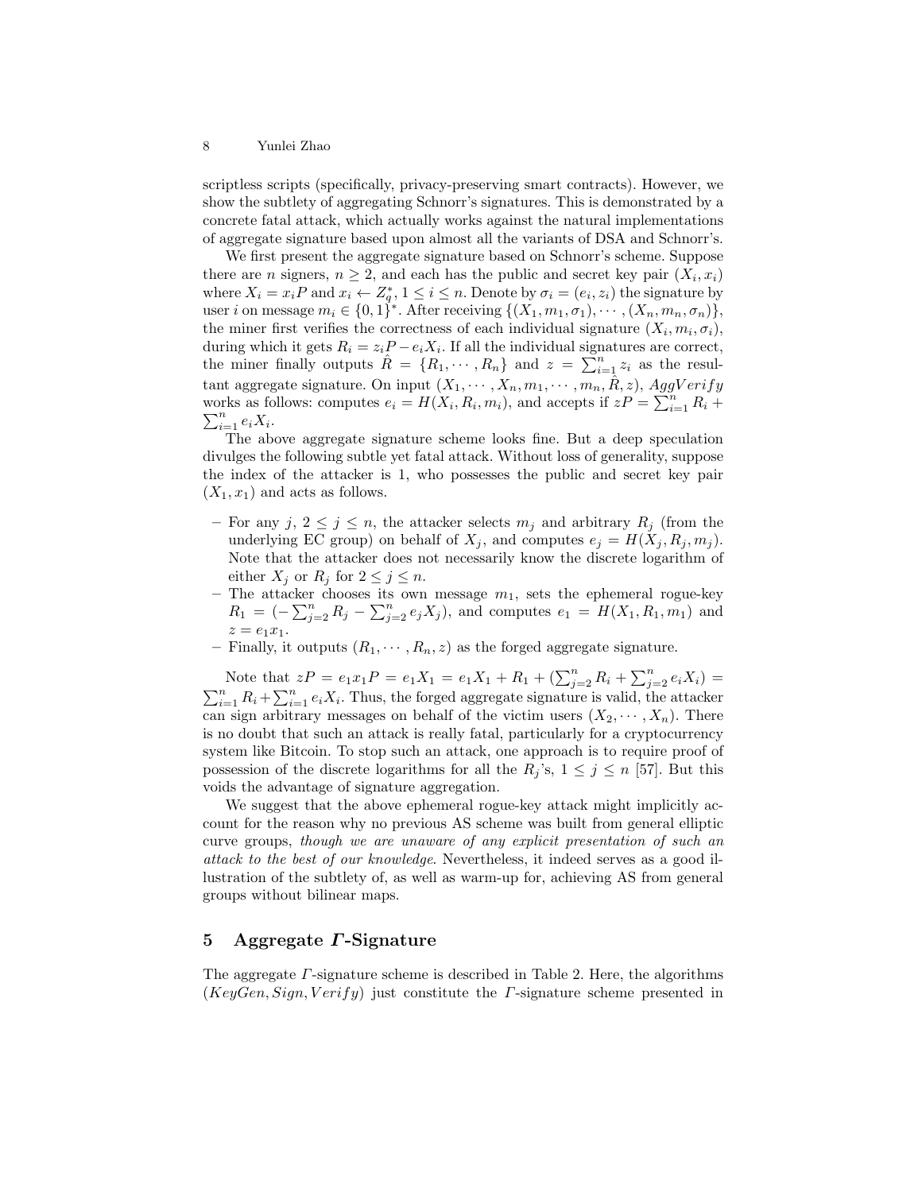scriptless scripts (specifically, privacy-preserving smart contracts). However, we show the subtlety of aggregating Schnorr's signatures. This is demonstrated by a concrete fatal attack, which actually works against the natural implementations of aggregate signature based upon almost all the variants of DSA and Schnorr's.

We first present the aggregate signature based on Schnorr's scheme. Suppose there are $n$ signers, $n \geq 2$, and each has the public and secret key pair $(X_i, x_i)$ where $X_i = x_i P$ and $x_i \leftarrow Z_q^*$, $1 \leq i \leq n$. Denote by $\sigma_i = (e_i, z_i)$ the signature by user $i$ on message $m_i \in \{0,1\}^*$. After receiving $\{(X_1, m_1, \sigma_1), \cdots, (X_n, m_n, \sigma_n)\}$, the miner first verifies the correctness of each individual signature $(X_i, m_i, \sigma_i)$, during which it gets $R_i = z_i P - e_i X_i$. If all the individual signatures are correct, the miner finally outputs $\hat{R} = \{R_1, \cdots, R_n\}$ and $z = \sum_{i=1}^n z_i$ as the resultant aggregate signature. On input $(X_1, \cdots, X_n, m_1, \cdots, m_n, \hat{R}, z)$, $AggVerify$ works as follows: computes $e_i = H(X_i, R_i, m_i)$, and accepts if $zP = \sum_{i=1}^n R_i + \sum_{i=1}^n e_i X_i$.

The above aggregate signature scheme looks fine. But a deep speculation divulges the following subtle yet fatal attack. Without loss of generality, suppose the index of the attacker is 1, who possesses the public and secret key pair $(X_1, x_1)$ and acts as follows.

- For any $j$, $2 \leq j \leq n$, the attacker selects $m_j$ and arbitrary $R_j$ (from the underlying EC group) on behalf of $X_j$, and computes $e_j = H(X_j, R_j, m_j)$. Note that the attacker does not necessarily know the discrete logarithm of either $X_j$ or $R_j$ for $2 \leq j \leq n$.
- The attacker chooses its own message $m_1$, sets the ephemeral rogue-key $R_1 = (-\sum_{j=2}^n R_j - \sum_{j=2}^n e_j X_j)$, and computes $e_1 = H(X_1, R_1, m_1)$ and $z = e_1 x_1$.
- Finally, it outputs $(R_1, \cdots, R_n, z)$ as the forged aggregate signature.

Note that $zP = e_1 x_1 P = e_1 X_1 = e_1 X_1 + R_1 + (\sum_{j=2}^n R_i + \sum_{j=2}^n e_i X_i) = \sum_{i=1}^n R_i + \sum_{i=1}^n e_i X_i$. Thus, the forged aggregate signature is valid, the attacker can sign arbitrary messages on behalf of the victim users $(X_2, \cdots, X_n)$. There is no doubt that such an attack is really fatal, particularly for a cryptocurrency system like Bitcoin. To stop such an attack, one approach is to require proof of possession of the discrete logarithms for all the $R_j$'s, $1 \leq j \leq n$ [57]. But this voids the advantage of signature aggregation.

We suggest that the above ephemeral rogue-key attack might implicitly account for the reason why no previous AS scheme was built from general elliptic curve groups, *though we are unaware of any explicit presentation of such an attack to the best of our knowledge*. Nevertheless, it indeed serves as a good illustration of the subtlety of, as well as warm-up for, achieving AS from general groups without bilinear maps.

## 5 Aggregate $\Gamma$-Signature

The aggregate $\Gamma$-signature scheme is described in Table 2. Here, the algorithms $(KeyGen, Sign, Verify)$ just constitute the $\Gamma$-signature scheme presented in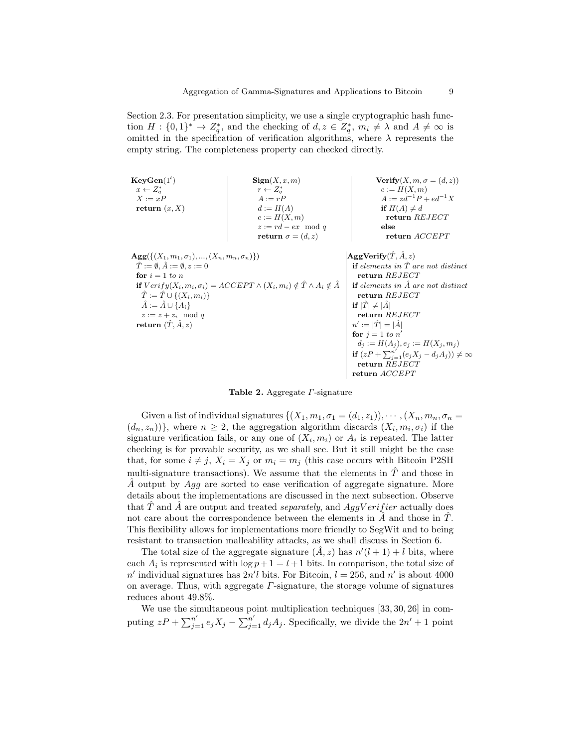Section 2.3. For presentation simplicity, we use a single cryptographic hash function $H : \{0,1\}^* \rightarrow Z_q^*$, and the checking of $d, z \in Z_q^*$, $m_i \neq \lambda$ and $A \neq \infty$ is omitted in the specification of verification algorithms, where $\lambda$ represents the empty string. The completeness property can checked directly.

```
KeyGen(1^l)
  x ← Z_q^*
  X := xP
  return (x, X)

Sign(X, x, m)
  r ← Z_q^*
  A := rP
  d := H(A)
  e := H(X, m)
  z := rd − ex  mod q
  return σ = (d, z)

Verify(X, m, σ = (d, z))
  e := H(X, m)
  A := z d^{-1} P + e d^{-1} X
  if H(A) ≠ d
    return REJECT
  else
    return ACCEPT

Agg({(X_1, m_1, σ_1), ..., (X_n, m_n, σ_n)})
  T̂ := ∅, Â := ∅, z := 0
  for i = 1 to n
  if Verify(X_i, m_i, σ_i) = ACCEPT ∧ (X_i, m_i) ∉ T̂ ∧ A_i ∉ Â
    T̂ := T̂ ∪ {(X_i, m_i)}
    Â := Â ∪ {A_i}
    z := z + z_i  mod q
  return (T̂, Â, z)

AggVerify(T̂, Â, z)
  if elements in T̂ are not distinct
    return REJECT
  if elements in Â are not distinct
    return REJECT
  if |T̂| ≠ |Â|
    return REJECT
  n' := |T̂| = |Â|
  for j = 1 to n'
    d_j := H(A_j), e_j := H(X_j, m_j)
  if (zP + Σ_{j=1}^{n'} (e_j X_j − d_j A_j)) ≠ ∞
    return REJECT
  return ACCEPT
```

**Table 2.** Aggregate $\Gamma$-signature

Given a list of individual signatures $\{(X_1, m_1, \sigma_1 = (d_1, z_1)), \cdots, (X_n, m_n, \sigma_n = (d_n, z_n))\}$, where $n \geq 2$, the aggregation algorithm discards $(X_i, m_i, \sigma_i)$ if the signature verification fails, or any one of $(X_i, m_i)$ or $A_i$ is repeated. The latter checking is for provable security, as we shall see. But it still might be the case that, for some $i \neq j$, $X_i = X_j$ or $m_i = m_j$ (this case occurs with Bitcoin P2SH multi-signature transactions). We assume that the elements in $\hat{T}$ and those in $\hat{A}$ output by $Agg$ are sorted to ease verification of aggregate signature. More details about the implementations are discussed in the next subsection. Observe that $\hat{T}$ and $\hat{A}$ are output and treated *separately*, and $AggVerifier$ actually does not care about the correspondence between the elements in $\hat{A}$ and those in $\hat{T}$. This flexibility allows for implementations more friendly to SegWit and to being resistant to transaction malleability attacks, as we shall discuss in Section 6.

The total size of the aggregate signature $(\hat{A}, z)$ has $n'(l+1) + l$ bits, where each $A_i$ is represented with $\log p + 1 = l + 1$ bits. In comparison, the total size of $n'$ individual signatures has $2n'l$ bits. For Bitcoin, $l = 256$, and $n'$ is about 4000 on average. Thus, with aggregate $\Gamma$-signature, the storage volume of signatures reduces about 49.8%.

We use the simultaneous point multiplication techniques [33, 30, 26] in computing $zP + \sum_{j=1}^{n'} e_j X_j - \sum_{j=1}^{n'} d_j A_j$. Specifically, we divide the $2n' + 1$ point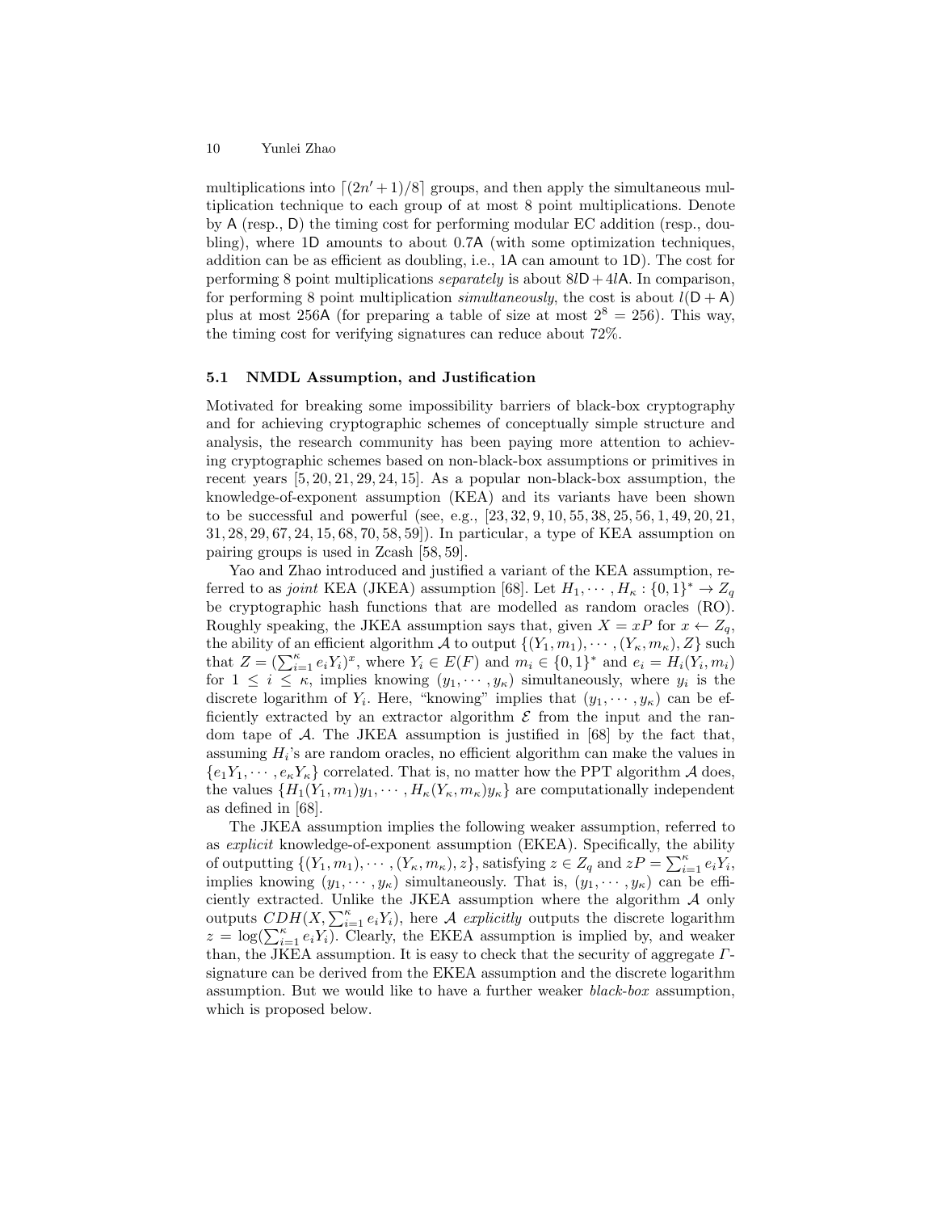multiplications into $\lceil (2n'+1)/8 \rceil$ groups, and then apply the simultaneous multiplication technique to each group of at most 8 point multiplications. Denote by $\mathsf{A}$ (resp., $\mathsf{D}$) the timing cost for performing modular EC addition (resp., doubling), where $1\mathsf{D}$ amounts to about $0.7\mathsf{A}$ (with some optimization techniques, addition can be as efficient as doubling, i.e., $1\mathsf{A}$ can amount to $1\mathsf{D}$). The cost for performing 8 point multiplications *separately* is about $8l\mathsf{D} + 4l\mathsf{A}$. In comparison, for performing 8 point multiplication *simultaneously*, the cost is about $l(\mathsf{D}+\mathsf{A})$ plus at most $256\mathsf{A}$ (for preparing a table of size at most $2^8 = 256$). This way, the timing cost for verifying signatures can reduce about 72%.

### 5.1 NMDL Assumption, and Justification

Motivated for breaking some impossibility barriers of black-box cryptography and for achieving cryptographic schemes of conceptually simple structure and analysis, the research community has been paying more attention to achieving cryptographic schemes based on non-black-box assumptions or primitives in recent years [5, 20, 21, 29, 24, 15]. As a popular non-black-box assumption, the knowledge-of-exponent assumption (KEA) and its variants have been shown to be successful and powerful (see, e.g., [23, 32, 9, 10, 55, 38, 25, 56, 1, 49, 20, 21, 31, 28, 29, 67, 24, 15, 68, 70, 58, 59]). In particular, a type of KEA assumption on pairing groups is used in Zcash [58, 59].

Yao and Zhao introduced and justified a variant of the KEA assumption, referred to as *joint* KEA (JKEA) assumption [68]. Let $H_1, \cdots, H_\kappa : \{0,1\}^* \rightarrow Z_q$ be cryptographic hash functions that are modelled as random oracles (RO). Roughly speaking, the JKEA assumption says that, given $X = xP$ for $x \leftarrow Z_q$, the ability of an efficient algorithm $\mathcal{A}$ to output $\{(Y_1, m_1), \cdots, (Y_\kappa, m_\kappa), Z\}$ such that $Z = (\sum_{i=1}^{\kappa} e_i Y_i)^x$, where $Y_i \in E(F)$ and $m_i \in \{0,1\}^*$ and $e_i = H_i(Y_i, m_i)$ for $1 \leq i \leq \kappa$, implies knowing $(y_1, \cdots, y_\kappa)$ simultaneously, where $y_i$ is the discrete logarithm of $Y_i$. Here, "knowing" implies that $(y_1, \cdots, y_\kappa)$ can be efficiently extracted by an extractor algorithm $\mathcal{E}$ from the input and the random tape of $\mathcal{A}$. The JKEA assumption is justified in [68] by the fact that, assuming $H_i$'s are random oracles, no efficient algorithm can make the values in $\{e_1 Y_1, \cdots, e_\kappa Y_\kappa\}$ correlated. That is, no matter how the PPT algorithm $\mathcal{A}$ does, the values $\{H_1(Y_1, m_1)y_1, \cdots, H_\kappa(Y_\kappa, m_\kappa)y_\kappa\}$ are computationally independent as defined in [68].

The JKEA assumption implies the following weaker assumption, referred to as *explicit* knowledge-of-exponent assumption (EKEA). Specifically, the ability of outputting $\{(Y_1, m_1), \cdots, (Y_\kappa, m_\kappa), z\}$, satisfying $z \in Z_q$ and $zP = \sum_{i=1}^{\kappa} e_i Y_i$, implies knowing $(y_1, \cdots, y_\kappa)$ simultaneously. That is, $(y_1, \cdots, y_\kappa)$ can be efficiently extracted. Unlike the JKEA assumption where the algorithm $\mathcal{A}$ only outputs $CDH(X, \sum_{i=1}^{\kappa} e_i Y_i)$, here $\mathcal{A}$ *explicitly* outputs the discrete logarithm $z = \log(\sum_{i=1}^{\kappa} e_i Y_i)$. Clearly, the EKEA assumption is implied by, and weaker than, the JKEA assumption. It is easy to check that the security of aggregate $\Gamma$-signature can be derived from the EKEA assumption and the discrete logarithm assumption. But we would like to have a further weaker *black-box* assumption, which is proposed below.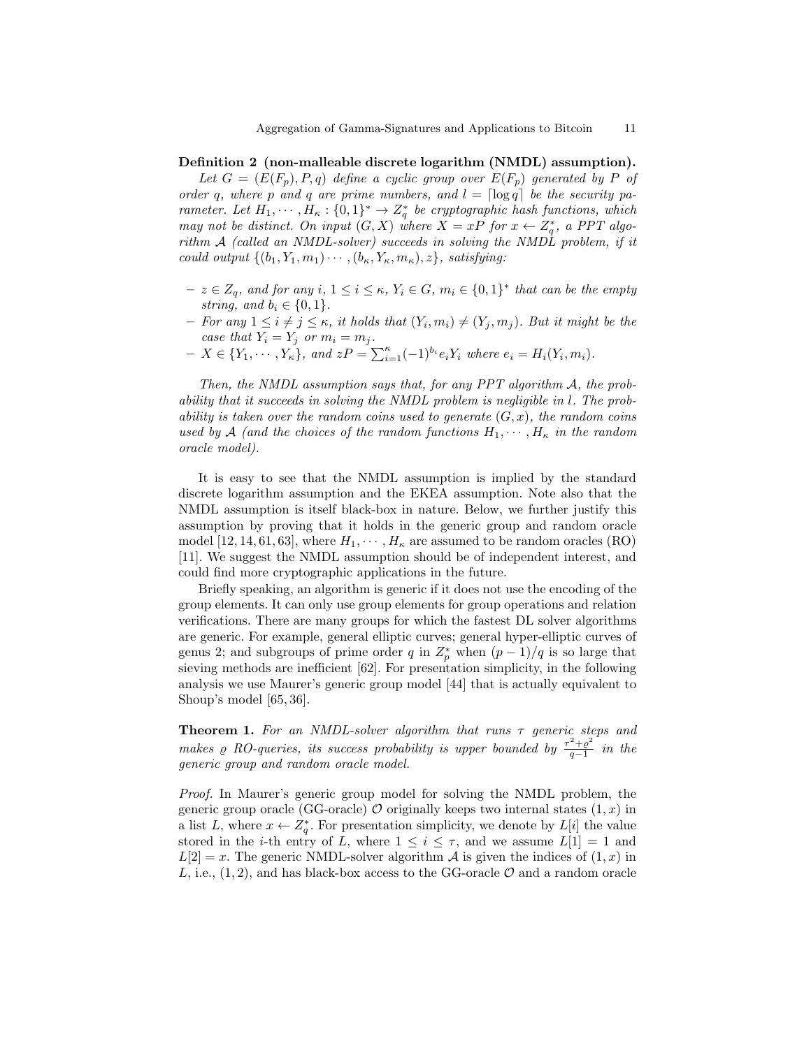**Definition 2 (non-malleable discrete logarithm (NMDL) assumption).** *Let $G = (E(F_p), P, q)$ define a cyclic group over $E(F_p)$ generated by $P$ of order $q$, where $p$ and $q$ are prime numbers, and $l = \lceil \log q \rceil$ be the security parameter. Let $H_1, \cdots, H_\kappa : \{0,1\}^* \to Z_q^*$ be cryptographic hash functions, which may not be distinct. On input $(G, X)$ where $X = xP$ for $x \leftarrow Z_q^*$, a PPT algorithm $\mathcal{A}$ (called an NMDL-solver) succeeds in solving the NMDL problem, if it could output $\{(b_1, Y_1, m_1) \cdots, (b_\kappa, Y_\kappa, m_\kappa), z\}$, satisfying:*

- *$z \in Z_q$, and for any $i$, $1 \le i \le \kappa$, $Y_i \in G$, $m_i \in \{0,1\}^*$ that can be the empty string, and $b_i \in \{0,1\}$.*
- *For any $1 \le i \ne j \le \kappa$, it holds that $(Y_i, m_i) \ne (Y_j, m_j)$. But it might be the case that $Y_i = Y_j$ or $m_i = m_j$.*
- *$X \in \{Y_1, \cdots, Y_\kappa\}$, and $zP = \sum_{i=1}^{\kappa} (-1)^{b_i} e_i Y_i$ where $e_i = H_i(Y_i, m_i)$.*

*Then, the NMDL assumption says that, for any PPT algorithm $\mathcal{A}$, the probability that it succeeds in solving the NMDL problem is negligible in $l$. The probability is taken over the random coins used to generate $(G, x)$, the random coins used by $\mathcal{A}$ (and the choices of the random functions $H_1, \cdots, H_\kappa$ in the random oracle model).*

It is easy to see that the NMDL assumption is implied by the standard discrete logarithm assumption and the EKEA assumption. Note also that the NMDL assumption is itself black-box in nature. Below, we further justify this assumption by proving that it holds in the generic group and random oracle model [12, 14, 61, 63], where $H_1, \cdots, H_\kappa$ are assumed to be random oracles (RO) [11]. We suggest the NMDL assumption should be of independent interest, and could find more cryptographic applications in the future.

Briefly speaking, an algorithm is generic if it does not use the encoding of the group elements. It can only use group elements for group operations and relation verifications. There are many groups for which the fastest DL solver algorithms are generic. For example, general elliptic curves; general hyper-elliptic curves of genus 2; and subgroups of prime order $q$ in $Z_p^*$ when $(p-1)/q$ is so large that sieving methods are inefficient [62]. For presentation simplicity, in the following analysis we use Maurer's generic group model [44] that is actually equivalent to Shoup's model [65, 36].

**Theorem 1.** *For an NMDL-solver algorithm that runs $\tau$ generic steps and makes $\varrho$ RO-queries, its success probability is upper bounded by $\frac{\tau^2 + \varrho^2}{q-1}$ in the generic group and random oracle model.*

*Proof.* In Maurer's generic group model for solving the NMDL problem, the generic group oracle (GG-oracle) $\mathcal{O}$ originally keeps two internal states $(1, x)$ in a list $L$, where $x \leftarrow Z_q^*$. For presentation simplicity, we denote by $L[i]$ the value stored in the $i$-th entry of $L$, where $1 \le i \le \tau$, and we assume $L[1] = 1$ and $L[2] = x$. The generic NMDL-solver algorithm $\mathcal{A}$ is given the indices of $(1, x)$ in $L$, i.e., $(1, 2)$, and has black-box access to the GG-oracle $\mathcal{O}$ and a random oracle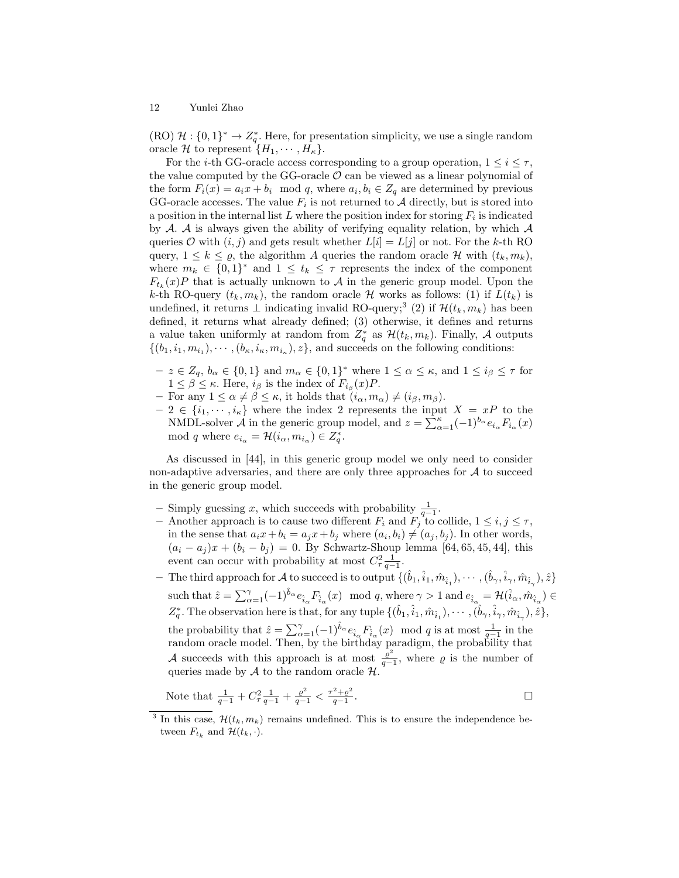(RO) $\mathcal{H} : \{0,1\}^* \rightarrow Z_q^*$. Here, for presentation simplicity, we use a single random oracle $\mathcal{H}$ to represent $\{H_1, \cdots, H_\kappa\}$.

For the $i$-th GG-oracle access corresponding to a group operation, $1 \leq i \leq \tau$, the value computed by the GG-oracle $\mathcal{O}$ can be viewed as a linear polynomial of the form $F_i(x) = a_i x + b_i \mod q$, where $a_i, b_i \in Z_q$ are determined by previous GG-oracle accesses. The value $F_i$ is not returned to $\mathcal{A}$ directly, but is stored into a position in the internal list $L$ where the position index for storing $F_i$ is indicated by $\mathcal{A}$. $\mathcal{A}$ is always given the ability of verifying equality relation, by which $\mathcal{A}$ queries $\mathcal{O}$ with $(i,j)$ and gets result whether $L[i] = L[j]$ or not. For the $k$-th RO query, $1 \leq k \leq \varrho$, the algorithm $A$ queries the random oracle $\mathcal{H}$ with $(t_k, m_k)$, where $m_k \in \{0,1\}^*$ and $1 \leq t_k \leq \tau$ represents the index of the component $F_{t_k}(x)P$ that is actually unknown to $\mathcal{A}$ in the generic group model. Upon the $k$-th RO-query $(t_k, m_k)$, the random oracle $\mathcal{H}$ works as follows: (1) if $L(t_k)$ is undefined, it returns $\perp$ indicating invalid RO-query;[3] (2) if $\mathcal{H}(t_k, m_k)$ has been defined, it returns what already defined; (3) otherwise, it defines and returns a value taken uniformly at random from $Z_q^*$ as $\mathcal{H}(t_k, m_k)$. Finally, $\mathcal{A}$ outputs $\{(b_1, i_1, m_{i_1}), \cdots, (b_\kappa, i_\kappa, m_{i_\kappa}), z\}$, and succeeds on the following conditions:

- $z \in Z_q$, $b_\alpha \in \{0,1\}$ and $m_\alpha \in \{0,1\}^*$ where $1 \leq \alpha \leq \kappa$, and $1 \leq i_\beta \leq \tau$ for $1 \leq \beta \leq \kappa$. Here, $i_\beta$ is the index of $F_{i_\beta}(x)P$.
- For any $1 \leq \alpha \neq \beta \leq \kappa$, it holds that $(i_\alpha, m_\alpha) \neq (i_\beta, m_\beta)$.
- $2 \in \{i_1, \cdots, i_\kappa\}$ where the index 2 represents the input $X = xP$ to the NMDL-solver $\mathcal{A}$ in the generic group model, and $z = \sum_{\alpha=1}^{\kappa} (-1)^{b_\alpha} e_{i_\alpha} F_{i_\alpha}(x) \mod q$ where $e_{i_\alpha} = \mathcal{H}(i_\alpha, m_{i_\alpha}) \in Z_q^*$.

As discussed in [44], in this generic group model we only need to consider non-adaptive adversaries, and there are only three approaches for $\mathcal{A}$ to succeed in the generic group model.

- Simply guessing $x$, which succeeds with probability $\frac{1}{q-1}$.
- Another approach is to cause two different $F_i$ and $F_j$ to collide, $1 \leq i, j \leq \tau$, in the sense that $a_i x + b_i = a_j x + b_j$ where $(a_i, b_i) \neq (a_j, b_j)$. In other words, $(a_i - a_j)x + (b_i - b_j) = 0$. By Schwartz-Shoup lemma [64, 65, 45, 44], this event can occur with probability at most $C_\tau^2 \frac{1}{q-1}$.
- The third approach for $\mathcal{A}$ to succeed is to output $\{(\hat{b}_1, \hat{i}_1, \hat{m}_{\hat{i}_1}), \cdots, (\hat{b}_\gamma, \hat{i}_\gamma, \hat{m}_{\hat{i}_\gamma}), \hat{z}\}$ such that $\hat{z} = \sum_{\alpha=1}^{\gamma} (-1)^{\hat{b}_\alpha} e_{\hat{i}_\alpha} F_{\hat{i}_\alpha}(x) \mod q$, where $\gamma > 1$ and $e_{\hat{i}_\alpha} = \mathcal{H}(\hat{i}_\alpha, \hat{m}_{\hat{i}_\alpha}) \in Z_q^*$. The observation here is that, for any tuple $\{(\hat{b}_1, \hat{i}_1, \hat{m}_{\hat{i}_1}), \cdots, (\hat{b}_\gamma, \hat{i}_\gamma, \hat{m}_{\hat{i}_\gamma}), \hat{z}\}$, the probability that $\hat{z} = \sum_{\alpha=1}^{\gamma} (-1)^{\hat{b}_\alpha} e_{\hat{i}_\alpha} F_{\hat{i}_\alpha}(x) \mod q$ is at most $\frac{1}{q-1}$ in the random oracle model. Then, by the birthday paradigm, the probability that $\mathcal{A}$ succeeds with this approach is at most $\frac{\varrho^2}{q-1}$, where $\varrho$ is the number of queries made by $\mathcal{A}$ to the random oracle $\mathcal{H}$.

Note that $\frac{1}{q-1} + C_\tau^2 \frac{1}{q-1} + \frac{\varrho^2}{q-1} < \frac{\tau^2 + \varrho^2}{q-1}$. □

[3] In this case, $\mathcal{H}(t_k, m_k)$ remains undefined. This is to ensure the independence between $F_{t_k}$ and $\mathcal{H}(t_k, \cdot)$.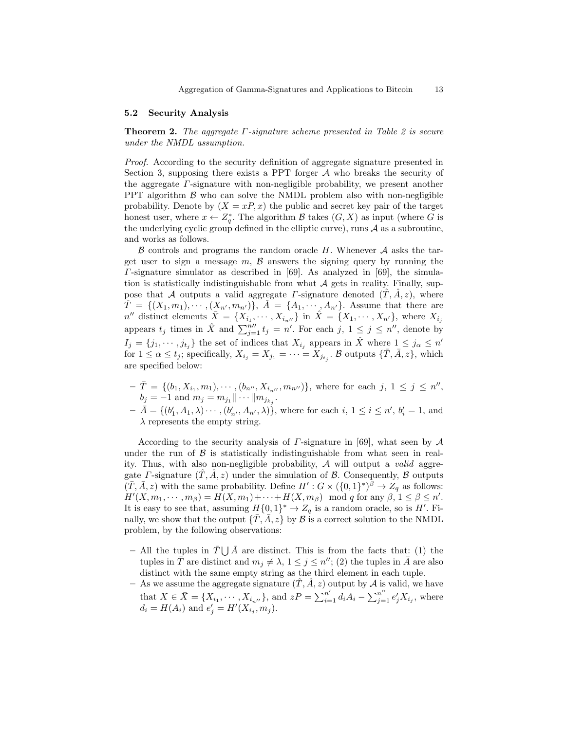### 5.2 Security Analysis

**Theorem 2.** *The aggregate $\Gamma$-signature scheme presented in Table 2 is secure under the NMDL assumption.*

*Proof.* According to the security definition of aggregate signature presented in Section 3, supposing there exists a PPT forger $\mathcal{A}$ who breaks the security of the aggregate $\Gamma$-signature with non-negligible probability, we present another PPT algorithm $\mathcal{B}$ who can solve the NMDL problem also with non-negligible probability. Denote by $(X = xP, x)$ the public and secret key pair of the target honest user, where $x \leftarrow Z_q^*$. The algorithm $\mathcal{B}$ takes $(G, X)$ as input (where $G$ is the underlying cyclic group defined in the elliptic curve), runs $\mathcal{A}$ as a subroutine, and works as follows.

$\mathcal{B}$ controls and programs the random oracle $H$. Whenever $\mathcal{A}$ asks the target user to sign a message $m$, $\mathcal{B}$ answers the signing query by running the $\Gamma$-signature simulator as described in [69]. As analyzed in [69], the simulation is statistically indistinguishable from what $\mathcal{A}$ gets in reality. Finally, suppose that $\mathcal{A}$ outputs a valid aggregate $\Gamma$-signature denoted $(\hat{T}, \hat{A}, z)$, where $\hat{T} = \{(X_1, m_1), \cdots, (X_{n'}, m_{n'})\}$, $\hat{A} = \{A_1, \cdots, A_{n'}\}$. Assume that there are $n''$ distinct elements $\bar{X} = \{X_{i_1}, \cdots, X_{i_{n''}}\}$ in $\hat{X} = \{X_1, \cdots, X_{n'}\}$, where $X_{i_j}$ appears $t_j$ times in $\hat{X}$ and $\sum_{j=1}^{n''} t_j = n'$. For each $j$, $1 \leq j \leq n''$, denote by $I_j = \{j_1, \cdots, j_{t_j}\}$ the set of indices that $X_{i_j}$ appears in $\hat{X}$ where $1 \leq j_\alpha \leq n'$ for $1 \leq \alpha \leq t_j$; specifically, $X_{i_j} = X_{j_1} = \cdots = X_{j_{t_j}}$. $\mathcal{B}$ outputs $\{\bar{T}, \bar{A}, z\}$, which are specified below:

- $\bar{T} = \{(b_1, X_{i_1}, m_1), \cdots, (b_{n''}, X_{i_{n''}}, m_{n''})\}$, where for each $j$, $1 \leq j \leq n''$, $b_j = -1$ and $m_j = m_{j_1}||\cdots||m_{j_{k_j}}$.
- $\bar{A} = \{(b'_1, A_1, \lambda)\cdots, (b'_{n'}, A_{n'}, \lambda)\}$, where for each $i$, $1 \leq i \leq n'$, $b'_i = 1$, and $\lambda$ represents the empty string.

According to the security analysis of $\Gamma$-signature in [69], what seen by $\mathcal{A}$ under the run of $\mathcal{B}$ is statistically indistinguishable from what seen in reality. Thus, with also non-negligible probability, $\mathcal{A}$ will output a *valid* aggregate $\Gamma$-signature $(\hat{T}, \hat{A}, z)$ under the simulation of $\mathcal{B}$. Consequently, $\mathcal{B}$ outputs $(\bar{T}, \bar{A}, z)$ with the same probability. Define $H' : G \times (\{0,1\}^*)^\beta \to Z_q$ as follows: $H'(X, m_1, \cdots, m_\beta) = H(X, m_1) + \cdots + H(X, m_\beta) \mod q$ for any $\beta$, $1 \leq \beta \leq n'$. It is easy to see that, assuming $H\{0,1\}^* \to Z_q$ is a random oracle, so is $H'$. Finally, we show that the output $\{\bar{T}, \bar{A}, z\}$ by $\mathcal{B}$ is a correct solution to the NMDL problem, by the following observations:

- All the tuples in $\bar{T} \bigcup \bar{A}$ are distinct. This is from the facts that: (1) the tuples in $\bar{T}$ are distinct and $m_j \neq \lambda$, $1 \leq j \leq n''$; (2) the tuples in $\bar{A}$ are also distinct with the same empty string as the third element in each tuple.
- As we assume the aggregate signature $(\hat{T}, \hat{A}, z)$ output by $\mathcal{A}$ is valid, we have that $X \in \bar{X} = \{X_{i_1}, \cdots, X_{i_{n''}}\}$, and $zP = \sum_{i=1}^{n'} d_i A_i - \sum_{j=1}^{n''} e'_j X_{i_j}$, where $d_i = H(A_i)$ and $e'_j = H'(X_{i_j}, m_j)$.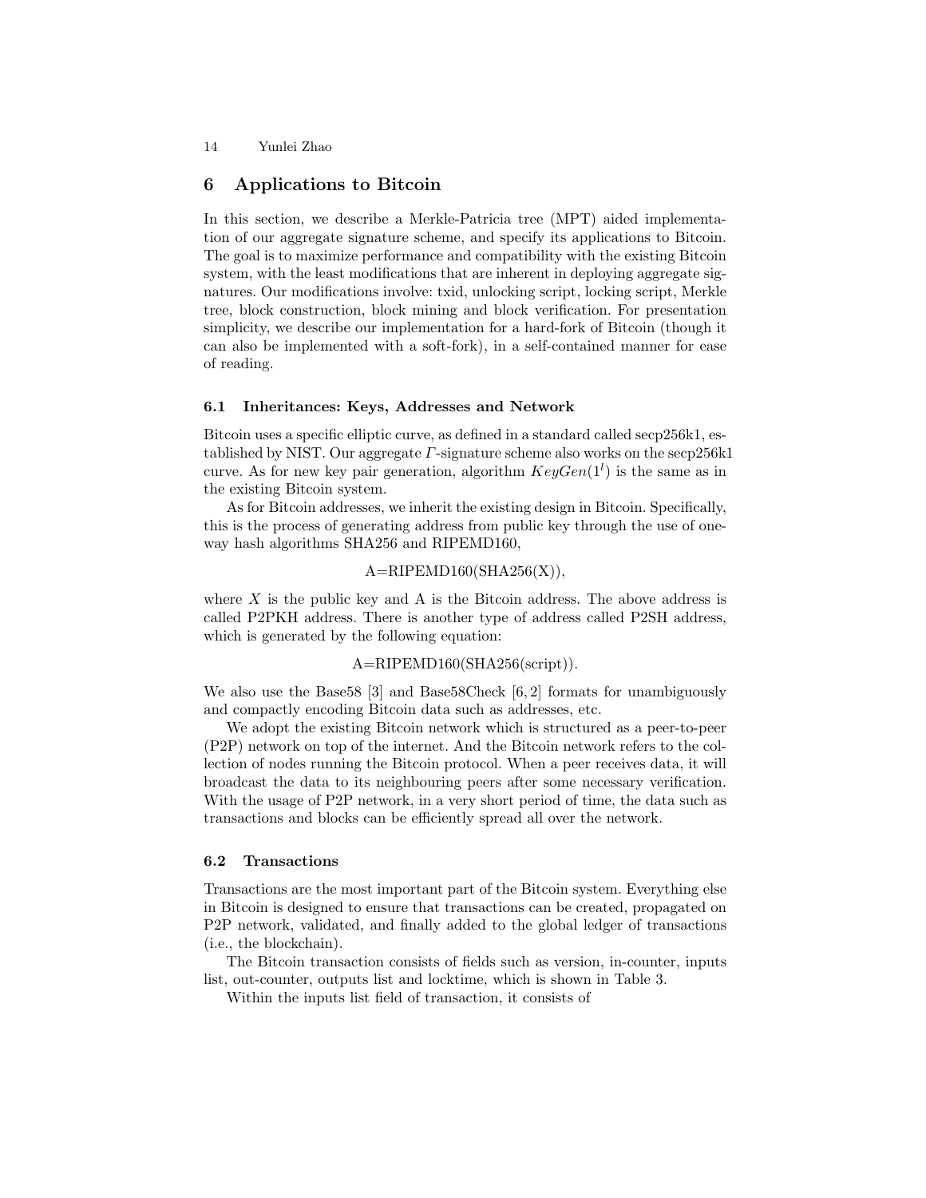## 6 Applications to Bitcoin

In this section, we describe a Merkle-Patricia tree (MPT) aided implementation of our aggregate signature scheme, and specify its applications to Bitcoin. The goal is to maximize performance and compatibility with the existing Bitcoin system, with the least modifications that are inherent in deploying aggregate signatures. Our modifications involve: txid, unlocking script, locking script, Merkle tree, block construction, block mining and block verification. For presentation simplicity, we describe our implementation for a hard-fork of Bitcoin (though it can also be implemented with a soft-fork), in a self-contained manner for ease of reading.

### 6.1 Inheritances: Keys, Addresses and Network

Bitcoin uses a specific elliptic curve, as defined in a standard called secp256k1, established by NIST. Our aggregate $\Gamma$-signature scheme also works on the secp256k1 curve. As for new key pair generation, algorithm $KeyGen(1^l)$ is the same as in the existing Bitcoin system.

As for Bitcoin addresses, we inherit the existing design in Bitcoin. Specifically, this is the process of generating address from public key through the use of one-way hash algorithms SHA256 and RIPEMD160,

$$\text{A=RIPEMD160(SHA256(X))},$$

where $X$ is the public key and A is the Bitcoin address. The above address is called P2PKH address. There is another type of address called P2SH address, which is generated by the following equation:

$$\text{A=RIPEMD160(SHA256(script))}.$$

We also use the Base58 [3] and Base58Check [6, 2] formats for unambiguously and compactly encoding Bitcoin data such as addresses, etc.

We adopt the existing Bitcoin network which is structured as a peer-to-peer (P2P) network on top of the internet. And the Bitcoin network refers to the collection of nodes running the Bitcoin protocol. When a peer receives data, it will broadcast the data to its neighbouring peers after some necessary verification. With the usage of P2P network, in a very short period of time, the data such as transactions and blocks can be efficiently spread all over the network.

### 6.2 Transactions

Transactions are the most important part of the Bitcoin system. Everything else in Bitcoin is designed to ensure that transactions can be created, propagated on P2P network, validated, and finally added to the global ledger of transactions (i.e., the blockchain).

The Bitcoin transaction consists of fields such as version, in-counter, inputs list, out-counter, outputs list and locktime, which is shown in Table 3.

Within the inputs list field of transaction, it consists of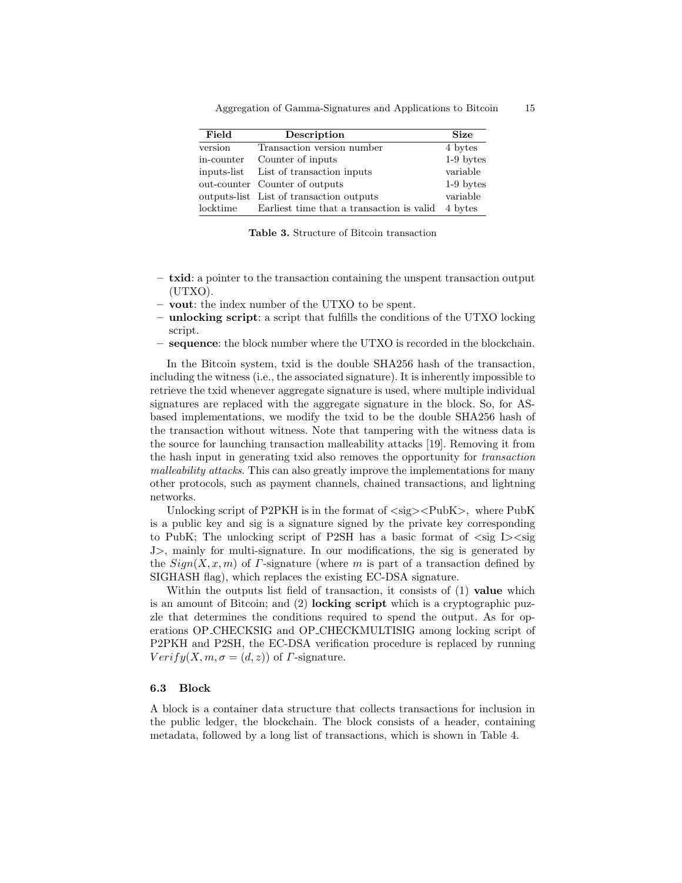| Field | Description | Size |
|---|---|---|
| version | Transaction version number | 4 bytes |
| in-counter | Counter of inputs | 1-9 bytes |
| inputs-list | List of transaction inputs | variable |
| out-counter | Counter of outputs | 1-9 bytes |
| outputs-list | List of transaction outputs | variable |
| locktime | Earliest time that a transaction is valid | 4 bytes |

**Table 3.** Structure of Bitcoin transaction

- **txid**: a pointer to the transaction containing the unspent transaction output (UTXO).
- **vout**: the index number of the UTXO to be spent.
- **unlocking script**: a script that fulfills the conditions of the UTXO locking script.
- **sequence**: the block number where the UTXO is recorded in the blockchain.

In the Bitcoin system, txid is the double SHA256 hash of the transaction, including the witness (i.e., the associated signature). It is inherently impossible to retrieve the txid whenever aggregate signature is used, where multiple individual signatures are replaced with the aggregate signature in the block. So, for AS-based implementations, we modify the txid to be the double SHA256 hash of the transaction without witness. Note that tampering with the witness data is the source for launching transaction malleability attacks [19]. Removing it from the hash input in generating txid also removes the opportunity for *transaction malleability attacks*. This can also greatly improve the implementations for many other protocols, such as payment channels, chained transactions, and lightning networks.

Unlocking script of P2PKH is in the format of <sig><PubK>, where PubK is a public key and sig is a signature signed by the private key corresponding to PubK; The unlocking script of P2SH has a basic format of <sig I><sig J>, mainly for multi-signature. In our modifications, the sig is generated by the $Sign(X, x, m)$ of $\Gamma$-signature (where $m$ is part of a transaction defined by SIGHASH flag), which replaces the existing EC-DSA signature.

Within the outputs list field of transaction, it consists of (1) **value** which is an amount of Bitcoin; and (2) **locking script** which is a cryptographic puzzle that determines the conditions required to spend the output. As for operations OP_CHECKSIG and OP_CHECKMULTISIG among locking script of P2PKH and P2SH, the EC-DSA verification procedure is replaced by running $Verify(X, m, \sigma = (d, z))$ of $\Gamma$-signature.

### 6.3 Block

A block is a container data structure that collects transactions for inclusion in the public ledger, the blockchain. The block consists of a header, containing metadata, followed by a long list of transactions, which is shown in Table 4.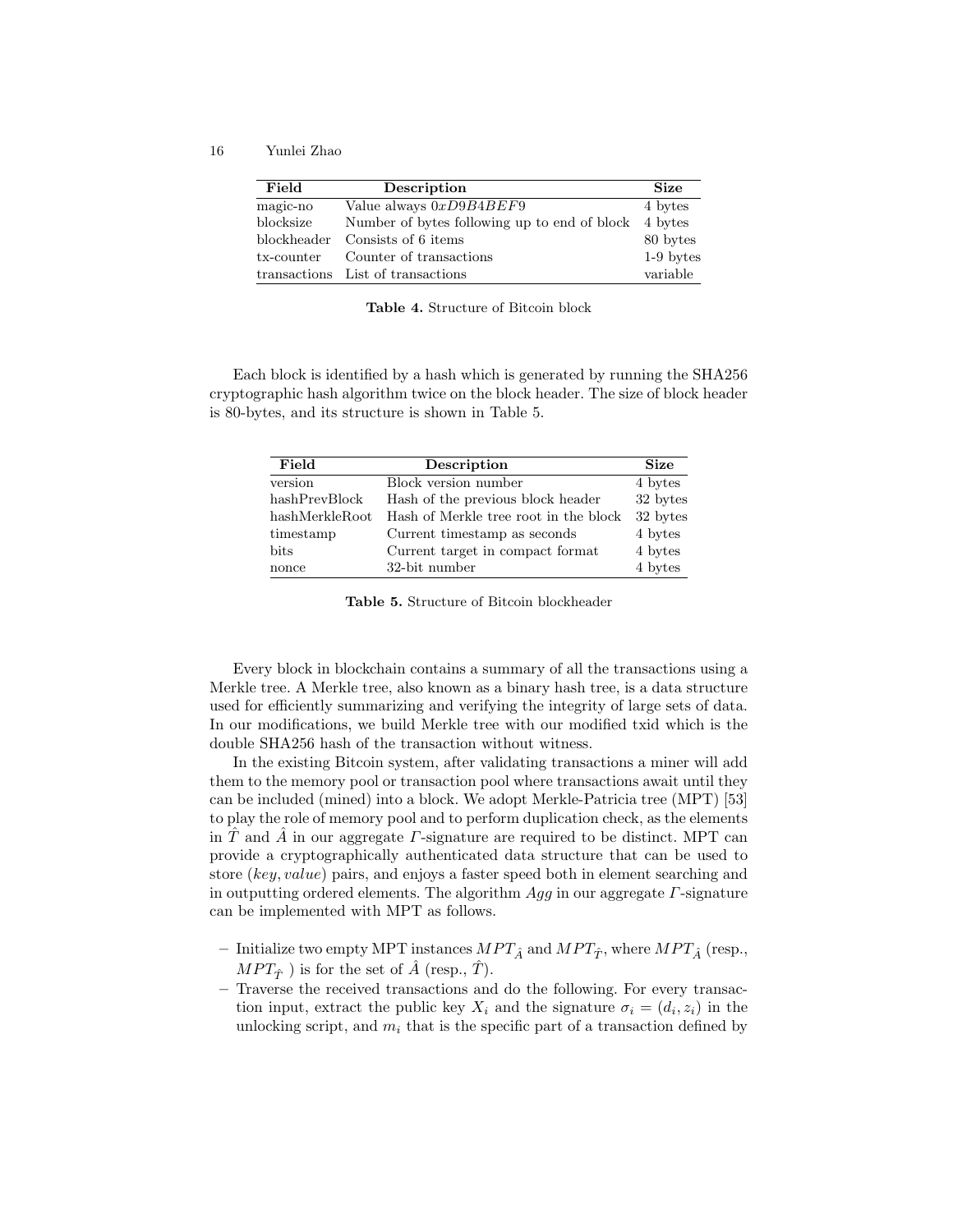| Field | Description | Size |
|---|---|---|
| magic-no | Value always $0xD9B4BEF9$ | 4 bytes |
| blocksize | Number of bytes following up to end of block | 4 bytes |
| blockheader | Consists of 6 items | 80 bytes |
| tx-counter | Counter of transactions | 1-9 bytes |
| transactions | List of transactions | variable |

**Table 4.** Structure of Bitcoin block

Each block is identified by a hash which is generated by running the SHA256 cryptographic hash algorithm twice on the block header. The size of block header is 80-bytes, and its structure is shown in Table 5.

| Field | Description | Size |
|---|---|---|
| version | Block version number | 4 bytes |
| hashPrevBlock | Hash of the previous block header | 32 bytes |
| hashMerkleRoot | Hash of Merkle tree root in the block | 32 bytes |
| timestamp | Current timestamp as seconds | 4 bytes |
| bits | Current target in compact format | 4 bytes |
| nonce | 32-bit number | 4 bytes |

**Table 5.** Structure of Bitcoin blockheader

Every block in blockchain contains a summary of all the transactions using a Merkle tree. A Merkle tree, also known as a binary hash tree, is a data structure used for efficiently summarizing and verifying the integrity of large sets of data. In our modifications, we build Merkle tree with our modified txid which is the double SHA256 hash of the transaction without witness.

In the existing Bitcoin system, after validating transactions a miner will add them to the memory pool or transaction pool where transactions await until they can be included (mined) into a block. We adopt Merkle-Patricia tree (MPT) [53] to play the role of memory pool and to perform duplication check, as the elements in $\hat{T}$ and $\hat{A}$ in our aggregate $\Gamma$-signature are required to be distinct. MPT can provide a cryptographically authenticated data structure that can be used to store $(key, value)$ pairs, and enjoys a faster speed both in element searching and in outputting ordered elements. The algorithm $Agg$ in our aggregate $\Gamma$-signature can be implemented with MPT as follows.

- Initialize two empty MPT instances $MPT_{\hat{A}}$ and $MPT_{\hat{T}}$, where $MPT_{\hat{A}}$ (resp., $MPT_{\hat{T}}$ ) is for the set of $\hat{A}$ (resp., $\hat{T}$).
- Traverse the received transactions and do the following. For every transaction input, extract the public key $X_i$ and the signature $\sigma_i = (d_i, z_i)$ in the unlocking script, and $m_i$ that is the specific part of a transaction defined by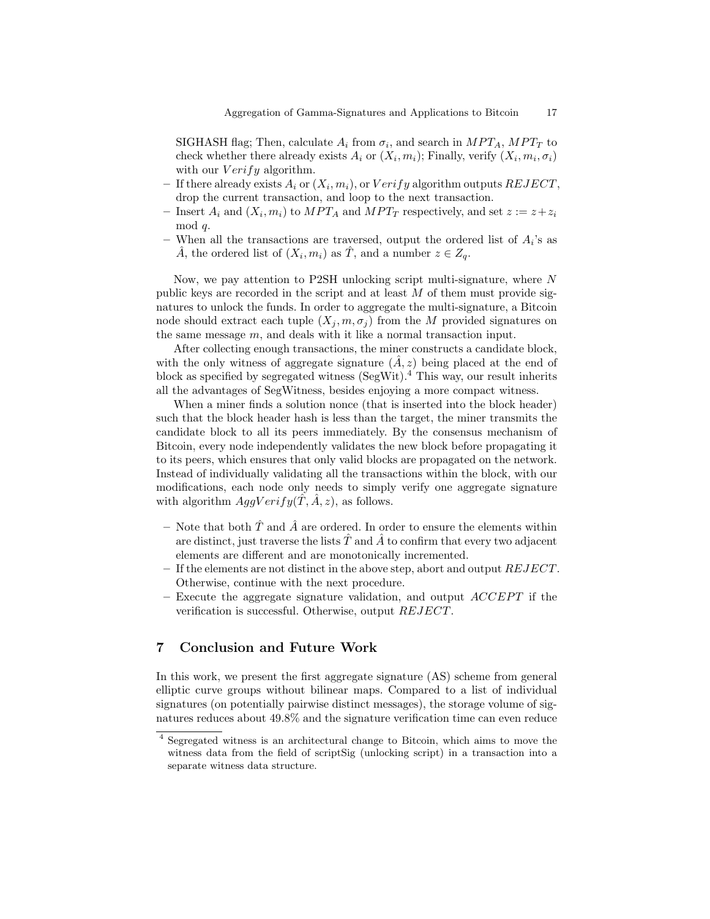SIGHASH flag; Then, calculate $A_i$ from $\sigma_i$, and search in $MPT_A$, $MPT_T$ to check whether there already exists $A_i$ or $(X_i, m_i)$; Finally, verify $(X_i, m_i, \sigma_i)$ with our $Verify$ algorithm.
- If there already exists $A_i$ or $(X_i, m_i)$, or $Verify$ algorithm outputs $REJECT$, drop the current transaction, and loop to the next transaction.
- Insert $A_i$ and $(X_i, m_i)$ to $MPT_A$ and $MPT_T$ respectively, and set $z := z + z_i \mod q$.
- When all the transactions are traversed, output the ordered list of $A_i$'s as $\hat{A}$, the ordered list of $(X_i, m_i)$ as $\hat{T}$, and a number $z \in Z_q$.

Now, we pay attention to P2SH unlocking script multi-signature, where $N$ public keys are recorded in the script and at least $M$ of them must provide signatures to unlock the funds. In order to aggregate the multi-signature, a Bitcoin node should extract each tuple $(X_j, m, \sigma_j)$ from the $M$ provided signatures on the same message $m$, and deals with it like a normal transaction input.

After collecting enough transactions, the miner constructs a candidate block, with the only witness of aggregate signature $(\hat{A}, z)$ being placed at the end of block as specified by segregated witness (SegWit).[4] This way, our result inherits all the advantages of SegWitness, besides enjoying a more compact witness.

When a miner finds a solution nonce (that is inserted into the block header) such that the block header hash is less than the target, the miner transmits the candidate block to all its peers immediately. By the consensus mechanism of Bitcoin, every node independently validates the new block before propagating it to its peers, which ensures that only valid blocks are propagated on the network. Instead of individually validating all the transactions within the block, with our modifications, each node only needs to simply verify one aggregate signature with algorithm $AggVerify(\hat{T}, \hat{A}, z)$, as follows.

- Note that both $\hat{T}$ and $\hat{A}$ are ordered. In order to ensure the elements within are distinct, just traverse the lists $\hat{T}$ and $\hat{A}$ to confirm that every two adjacent elements are different and are monotonically incremented.
- If the elements are not distinct in the above step, abort and output $REJECT$. Otherwise, continue with the next procedure.
- Execute the aggregate signature validation, and output $ACCEPT$ if the verification is successful. Otherwise, output $REJECT$.

## 7 Conclusion and Future Work

In this work, we present the first aggregate signature (AS) scheme from general elliptic curve groups without bilinear maps. Compared to a list of individual signatures (on potentially pairwise distinct messages), the storage volume of signatures reduces about 49.8% and the signature verification time can even reduce

[4] Segregated witness is an architectural change to Bitcoin, which aims to move the witness data from the field of scriptSig (unlocking script) in a transaction into a separate witness data structure.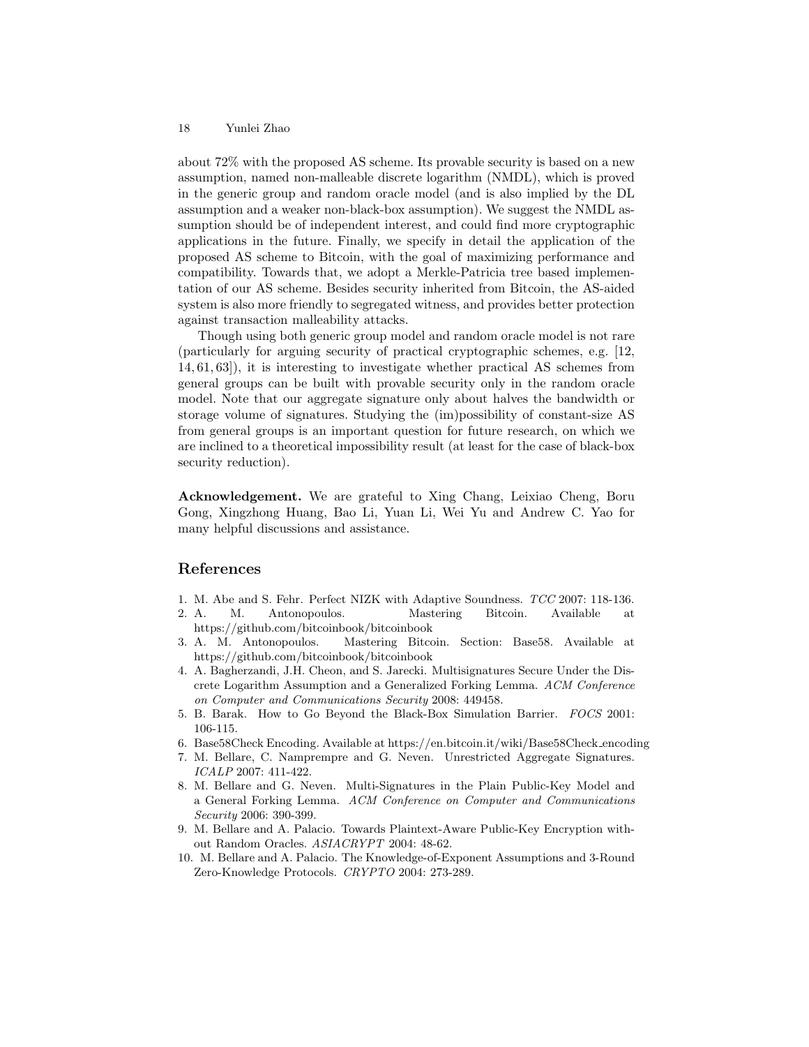about 72% with the proposed AS scheme. Its provable security is based on a new assumption, named non-malleable discrete logarithm (NMDL), which is proved in the generic group and random oracle model (and is also implied by the DL assumption and a weaker non-black-box assumption). We suggest the NMDL assumption should be of independent interest, and could find more cryptographic applications in the future. Finally, we specify in detail the application of the proposed AS scheme to Bitcoin, with the goal of maximizing performance and compatibility. Towards that, we adopt a Merkle-Patricia tree based implementation of our AS scheme. Besides security inherited from Bitcoin, the AS-aided system is also more friendly to segregated witness, and provides better protection against transaction malleability attacks.

Though using both generic group model and random oracle model is not rare (particularly for arguing security of practical cryptographic schemes, e.g. [12, 14, 61, 63]), it is interesting to investigate whether practical AS schemes from general groups can be built with provable security only in the random oracle model. Note that our aggregate signature only about halves the bandwidth or storage volume of signatures. Studying the (im)possibility of constant-size AS from general groups is an important question for future research, on which we are inclined to a theoretical impossibility result (at least for the case of black-box security reduction).

**Acknowledgement.** We are grateful to Xing Chang, Leixiao Cheng, Boru Gong, Xingzhong Huang, Bao Li, Yuan Li, Wei Yu and Andrew C. Yao for many helpful discussions and assistance.

## References

1. M. Abe and S. Fehr. Perfect NIZK with Adaptive Soundness. *TCC* 2007: 118-136.
2. A. M. Antonopoulos. Mastering Bitcoin. Available at https://github.com/bitcoinbook/bitcoinbook
3. A. M. Antonopoulos. Mastering Bitcoin. Section: Base58. Available at https://github.com/bitcoinbook/bitcoinbook
4. A. Bagherzandi, J.H. Cheon, and S. Jarecki. Multisignatures Secure Under the Discrete Logarithm Assumption and a Generalized Forking Lemma. *ACM Conference on Computer and Communications Security* 2008: 449458.
5. B. Barak. How to Go Beyond the Black-Box Simulation Barrier. *FOCS* 2001: 106-115.
6. Base58Check Encoding. Available at https://en.bitcoin.it/wiki/Base58Check_encoding
7. M. Bellare, C. Namprempre and G. Neven. Unrestricted Aggregate Signatures. *ICALP* 2007: 411-422.
8. M. Bellare and G. Neven. Multi-Signatures in the Plain Public-Key Model and a General Forking Lemma. *ACM Conference on Computer and Communications Security* 2006: 390-399.
9. M. Bellare and A. Palacio. Towards Plaintext-Aware Public-Key Encryption without Random Oracles. *ASIACRYPT* 2004: 48-62.
10. M. Bellare and A. Palacio. The Knowledge-of-Exponent Assumptions and 3-Round Zero-Knowledge Protocols. *CRYPTO* 2004: 273-289.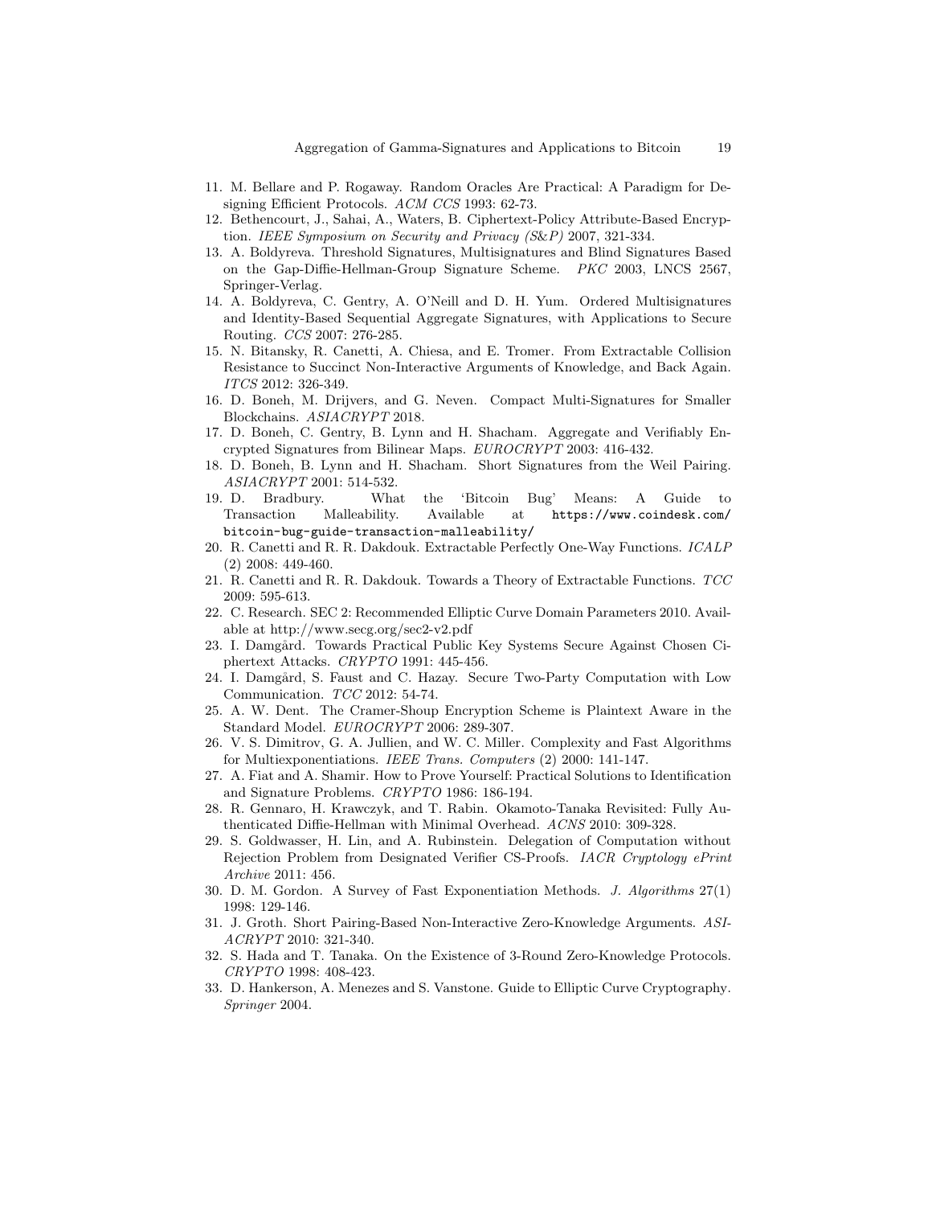11. M. Bellare and P. Rogaway. Random Oracles Are Practical: A Paradigm for Designing Efficient Protocols. *ACM CCS* 1993: 62-73.
12. Bethencourt, J., Sahai, A., Waters, B. Ciphertext-Policy Attribute-Based Encryption. *IEEE Symposium on Security and Privacy (S&P)* 2007, 321-334.
13. A. Boldyreva. Threshold Signatures, Multisignatures and Blind Signatures Based on the Gap-Diffie-Hellman-Group Signature Scheme. *PKC* 2003, LNCS 2567, Springer-Verlag.
14. A. Boldyreva, C. Gentry, A. O'Neill and D. H. Yum. Ordered Multisignatures and Identity-Based Sequential Aggregate Signatures, with Applications to Secure Routing. *CCS* 2007: 276-285.
15. N. Bitansky, R. Canetti, A. Chiesa, and E. Tromer. From Extractable Collision Resistance to Succinct Non-Interactive Arguments of Knowledge, and Back Again. *ITCS* 2012: 326-349.
16. D. Boneh, M. Drijvers, and G. Neven. Compact Multi-Signatures for Smaller Blockchains. *ASIACRYPT* 2018.
17. D. Boneh, C. Gentry, B. Lynn and H. Shacham. Aggregate and Verifiably Encrypted Signatures from Bilinear Maps. *EUROCRYPT* 2003: 416-432.
18. D. Boneh, B. Lynn and H. Shacham. Short Signatures from the Weil Pairing. *ASIACRYPT* 2001: 514-532.
19. D. Bradbury. What the 'Bitcoin Bug' Means: A Guide to Transaction Malleability. Available at `https://www.coindesk.com/bitcoin-bug-guide-transaction-malleability/`
20. R. Canetti and R. R. Dakdouk. Extractable Perfectly One-Way Functions. *ICALP* (2) 2008: 449-460.
21. R. Canetti and R. R. Dakdouk. Towards a Theory of Extractable Functions. *TCC* 2009: 595-613.
22. C. Research. SEC 2: Recommended Elliptic Curve Domain Parameters 2010. Available at http://www.secg.org/sec2-v2.pdf
23. I. Damgård. Towards Practical Public Key Systems Secure Against Chosen Ciphertext Attacks. *CRYPTO* 1991: 445-456.
24. I. Damgård, S. Faust and C. Hazay. Secure Two-Party Computation with Low Communication. *TCC* 2012: 54-74.
25. A. W. Dent. The Cramer-Shoup Encryption Scheme is Plaintext Aware in the Standard Model. *EUROCRYPT* 2006: 289-307.
26. V. S. Dimitrov, G. A. Jullien, and W. C. Miller. Complexity and Fast Algorithms for Multiexponentiations. *IEEE Trans. Computers* (2) 2000: 141-147.
27. A. Fiat and A. Shamir. How to Prove Yourself: Practical Solutions to Identification and Signature Problems. *CRYPTO* 1986: 186-194.
28. R. Gennaro, H. Krawczyk, and T. Rabin. Okamoto-Tanaka Revisited: Fully Authenticated Diffie-Hellman with Minimal Overhead. *ACNS* 2010: 309-328.
29. S. Goldwasser, H. Lin, and A. Rubinstein. Delegation of Computation without Rejection Problem from Designated Verifier CS-Proofs. *IACR Cryptology ePrint Archive* 2011: 456.
30. D. M. Gordon. A Survey of Fast Exponentiation Methods. *J. Algorithms* 27(1) 1998: 129-146.
31. J. Groth. Short Pairing-Based Non-Interactive Zero-Knowledge Arguments. *ASIACRYPT* 2010: 321-340.
32. S. Hada and T. Tanaka. On the Existence of 3-Round Zero-Knowledge Protocols. *CRYPTO* 1998: 408-423.
33. D. Hankerson, A. Menezes and S. Vanstone. Guide to Elliptic Curve Cryptography. *Springer* 2004.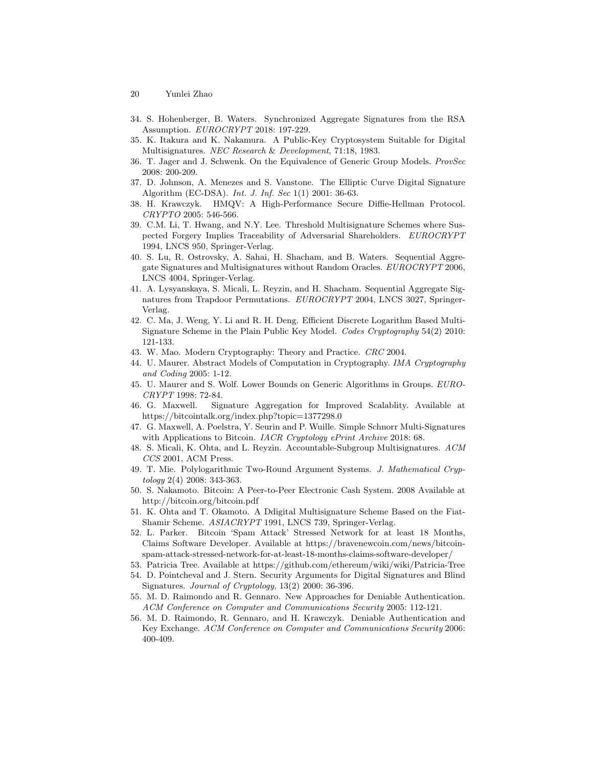34. S. Hohenberger, B. Waters. Synchronized Aggregate Signatures from the RSA Assumption. *EUROCRYPT* 2018: 197-229.
35. K. Itakura and K. Nakamura. A Public-Key Cryptosystem Suitable for Digital Multisignatures. *NEC Research & Development*, 71:18, 1983.
36. T. Jager and J. Schwenk. On the Equivalence of Generic Group Models. *ProvSec* 2008: 200-209.
37. D. Johnson, A. Menezes and S. Vanstone. The Elliptic Curve Digital Signature Algorithm (EC-DSA). *Int. J. Inf. Sec* 1(1) 2001: 36-63.
38. H. Krawczyk. HMQV: A High-Performance Secure Diffie-Hellman Protocol. *CRYPTO* 2005: 546-566.
39. C.M. Li, T. Hwang, and N.Y. Lee. Threshold Multisignature Schemes where Suspected Forgery Implies Traceability of Adversarial Shareholders. *EUROCRYPT* 1994, LNCS 950, Springer-Verlag.
40. S. Lu, R. Ostrovsky, A. Sahai, H. Shacham, and B. Waters. Sequential Aggregate Signatures and Multisignatures without Random Oracles. *EUROCRYPT* 2006, LNCS 4004, Springer-Verlag.
41. A. Lysyanskaya, S. Micali, L. Reyzin, and H. Shacham. Sequential Aggregate Signatures from Trapdoor Permutations. *EUROCRYPT* 2004, LNCS 3027, Springer-Verlag.
42. C. Ma, J. Weng, Y. Li and R. H. Deng. Efficient Discrete Logarithm Based Multi-Signature Scheme in the Plain Public Key Model. *Codes Cryptography* 54(2) 2010: 121-133.
43. W. Mao. Modern Cryptography: Theory and Practice. *CRC* 2004.
44. U. Maurer. Abstract Models of Computation in Cryptography. *IMA Cryptography and Coding* 2005: 1-12.
45. U. Maurer and S. Wolf. Lower Bounds on Generic Algorithms in Groups. *EUROCRYPT* 1998: 72-84.
46. G. Maxwell. Signature Aggregation for Improved Scalablity. Available at https://bitcointalk.org/index.php?topic=1377298.0
47. G. Maxwell, A. Poelstra, Y. Seurin and P. Wuille. Simple Schnorr Multi-Signatures with Applications to Bitcoin. *IACR Cryptology ePrint Archive* 2018: 68.
48. S. Micali, K. Ohta, and L. Reyzin. Accountable-Subgroup Multisignatures. *ACM CCS* 2001, ACM Press.
49. T. Mie. Polylogarithmic Two-Round Argument Systems. *J. Mathematical Cryptology* 2(4) 2008: 343-363.
50. S. Nakamoto. Bitcoin: A Peer-to-Peer Electronic Cash System. 2008 Available at http://bitcoin.org/bitcoin.pdf
51. K. Ohta and T. Okamoto. A Ddigital Multisignature Scheme Based on the Fiat-Shamir Scheme. *ASIACRYPT* 1991, LNCS 739, Springer-Verlag.
52. L. Parker. Bitcoin 'Spam Attack' Stressed Network for at least 18 Months, Claims Software Developer. Available at https://bravenewcoin.com/news/bitcoin-spam-attack-stressed-network-for-at-least-18-months-claims-software-developer/
53. Patricia Tree. Available at https://github.com/ethereum/wiki/wiki/Patricia-Tree
54. D. Pointcheval and J. Stern. Security Arguments for Digital Signatures and Blind Signatures. *Journal of Cryptology*, 13(2) 2000: 36-396.
55. M. D. Raimondo and R. Gennaro. New Approaches for Deniable Authentication. *ACM Conference on Computer and Communications Security* 2005: 112-121.
56. M. D. Raimondo, R. Gennaro, and H. Krawczyk. Deniable Authentication and Key Exchange. *ACM Conference on Computer and Communications Security* 2006: 400-409.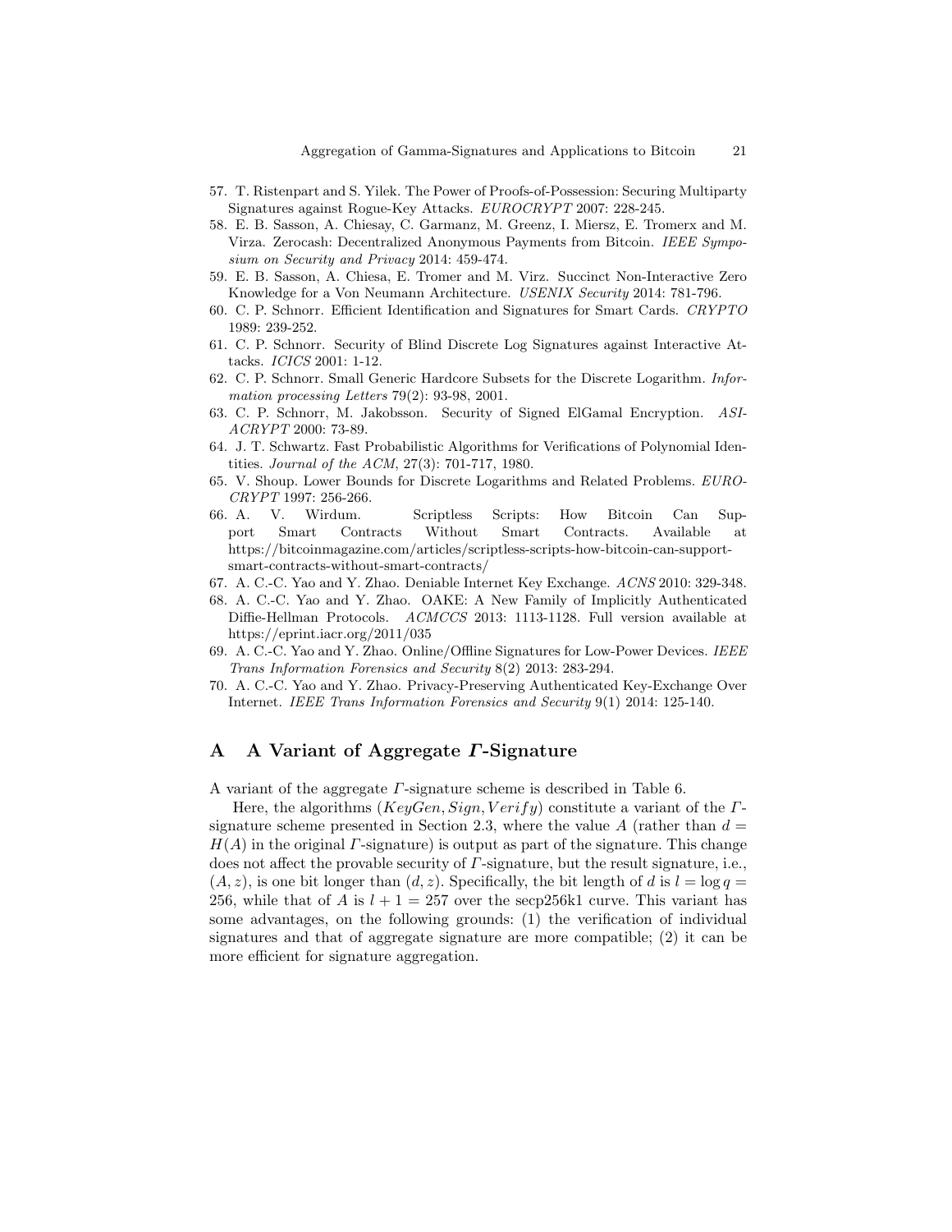57. T. Ristenpart and S. Yilek. The Power of Proofs-of-Possession: Securing Multiparty Signatures against Rogue-Key Attacks. *EUROCRYPT* 2007: 228-245.
58. E. B. Sasson, A. Chiesay, C. Garmanz, M. Greenz, I. Miersz, E. Tromerx and M. Virza. Zerocash: Decentralized Anonymous Payments from Bitcoin. *IEEE Symposium on Security and Privacy* 2014: 459-474.
59. E. B. Sasson, A. Chiesa, E. Tromer and M. Virz. Succinct Non-Interactive Zero Knowledge for a Von Neumann Architecture. *USENIX Security* 2014: 781-796.
60. C. P. Schnorr. Efficient Identification and Signatures for Smart Cards. *CRYPTO* 1989: 239-252.
61. C. P. Schnorr. Security of Blind Discrete Log Signatures against Interactive Attacks. *ICICS* 2001: 1-12.
62. C. P. Schnorr. Small Generic Hardcore Subsets for the Discrete Logarithm. *Information processing Letters* 79(2): 93-98, 2001.
63. C. P. Schnorr, M. Jakobsson. Security of Signed ElGamal Encryption. *ASIACRYPT* 2000: 73-89.
64. J. T. Schwartz. Fast Probabilistic Algorithms for Verifications of Polynomial Identities. *Journal of the ACM*, 27(3): 701-717, 1980.
65. V. Shoup. Lower Bounds for Discrete Logarithms and Related Problems. *EUROCRYPT* 1997: 256-266.
66. A. V. Wirdum. Scriptless Scripts: How Bitcoin Can Support Smart Contracts Without Smart Contracts. Available at https://bitcoinmagazine.com/articles/scriptless-scripts-how-bitcoin-can-support-smart-contracts-without-smart-contracts/
67. A. C.-C. Yao and Y. Zhao. Deniable Internet Key Exchange. *ACNS* 2010: 329-348.
68. A. C.-C. Yao and Y. Zhao. OAKE: A New Family of Implicitly Authenticated Diffie-Hellman Protocols. *ACMCCS* 2013: 1113-1128. Full version available at https://eprint.iacr.org/2011/035
69. A. C.-C. Yao and Y. Zhao. Online/Offline Signatures for Low-Power Devices. *IEEE Trans Information Forensics and Security* 8(2) 2013: 283-294.
70. A. C.-C. Yao and Y. Zhao. Privacy-Preserving Authenticated Key-Exchange Over Internet. *IEEE Trans Information Forensics and Security* 9(1) 2014: 125-140.

# A A Variant of Aggregate $\Gamma$-Signature

A variant of the aggregate $\Gamma$-signature scheme is described in Table 6.

Here, the algorithms $(KeyGen, Sign, Verify)$ constitute a variant of the $\Gamma$-signature scheme presented in Section 2.3, where the value $A$ (rather than $d = H(A)$ in the original $\Gamma$-signature) is output as part of the signature. This change does not affect the provable security of $\Gamma$-signature, but the result signature, i.e., $(A, z)$, is one bit longer than $(d, z)$. Specifically, the bit length of $d$ is $l = \log q = 256$, while that of $A$ is $l + 1 = 257$ over the secp256k1 curve. This variant has some advantages, on the following grounds: (1) the verification of individual signatures and that of aggregate signature are more compatible; (2) it can be more efficient for signature aggregation.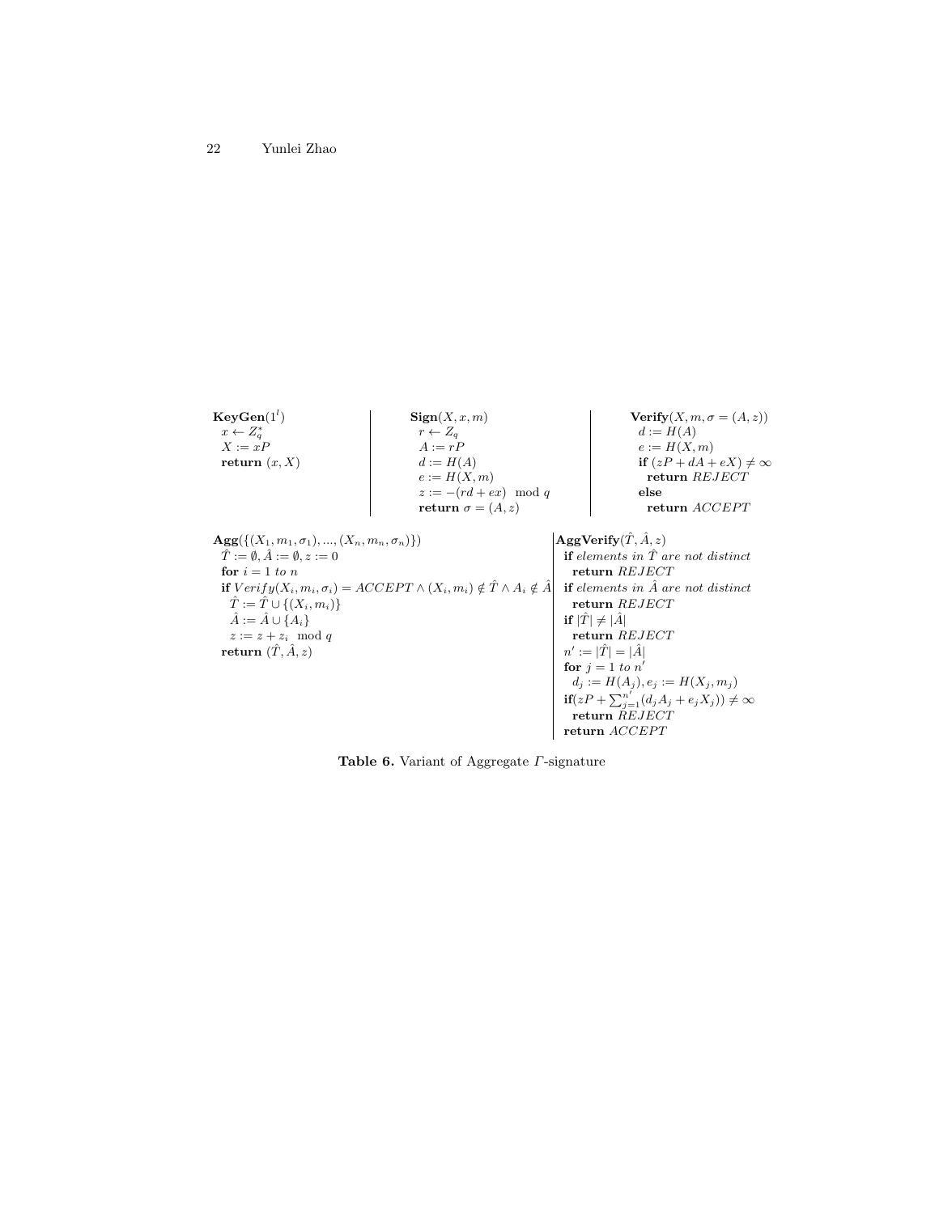**KeyGen**($1^l$)
  $x \leftarrow Z_q^*$
  $X := xP$
  **return** $(x, X)$

**Sign**$(X, x, m)$
  $r \leftarrow Z_q$
  $A := rP$
  $d := H(A)$
  $e := H(X, m)$
  $z := -(rd + ex) \mod q$
  **return** $\sigma = (A, z)$

**Verify**$(X, m, \sigma = (A, z))$
  $d := H(A)$
  $e := H(X, m)$
  **if** $(zP + dA + eX) \neq \infty$
    **return** *REJECT*
  **else**
    **return** *ACCEPT*

**Agg**$(\{(X_1, m_1, \sigma_1), ..., (X_n, m_n, \sigma_n)\})$
  $\hat{T} := \emptyset, \hat{A} := \emptyset, z := 0$
  **for** $i = 1$ *to* $n$
  **if** $Verify(X_i, m_i, \sigma_i) = ACCEPT \wedge (X_i, m_i) \notin \hat{T} \wedge A_i \notin \hat{A}$
    $\hat{T} := \hat{T} \cup \{(X_i, m_i)\}$
    $\hat{A} := \hat{A} \cup \{A_i\}$
    $z := z + z_i \mod q$
  **return** $(\hat{T}, \hat{A}, z)$

**AggVerify**$(\hat{T}, \hat{A}, z)$
  **if** *elements in* $\hat{T}$ *are not distinct*
    **return** *REJECT*
  **if** *elements in* $\hat{A}$ *are not distinct*
    **return** *REJECT*
  **if** $|\hat{T}| \neq |\hat{A}|$
    **return** *REJECT*
  $n' := |\hat{T}| = |\hat{A}|$
  **for** $j = 1$ *to* $n'$
    $d_j := H(A_j), e_j := H(X_j, m_j)$
  **if**$(zP + \sum_{j=1}^{n'}(d_j A_j + e_j X_j)) \neq \infty$
    **return** *REJECT*
  **return** *ACCEPT*

**Table 6.** Variant of Aggregate $\Gamma$-signature